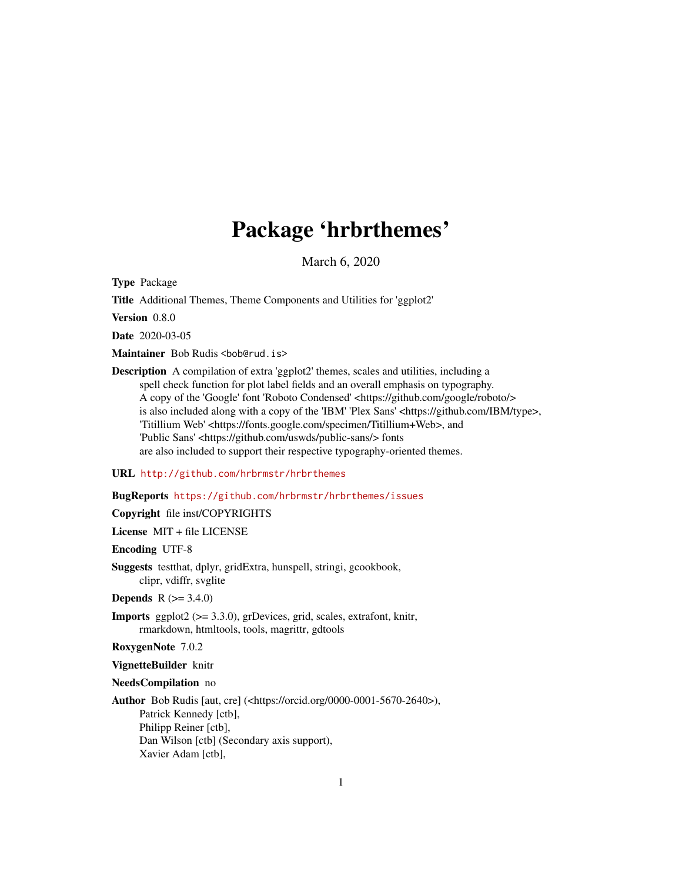# Package 'hrbrthemes'

March 6, 2020

**Type** Package

**Title** Additional Themes, Theme Components and Utilities for 'ggplot2'

**Version** 0.8.0

**Date** 2020-03-05

**Maintainer** Bob Rudis <bob@rud.is>

**Description** A compilation of extra 'ggplot2' themes, scales and utilities, including a spell check function for plot label fields and an overall emphasis on typography. A copy of the 'Google' font 'Roboto Condensed' <https://github.com/google/roboto/> is also included along with a copy of the 'IBM' 'Plex Sans' <https://github.com/IBM/type>, 'Titillium Web' <https://fonts.google.com/specimen/Titillium+Web>, and 'Public Sans' <https://github.com/uswds/public-sans/> fonts are also included to support their respective typography-oriented themes.

**URL** http://github.com/hrbrmstr/hrbrthemes

**BugReports** https://github.com/hrbrmstr/hrbrthemes/issues

**Copyright** file inst/COPYRIGHTS

**License** MIT + file LICENSE

**Encoding** UTF-8

**Suggests** testthat, dplyr, gridExtra, hunspell, stringi, gcookbook, clipr, vdiffr, svglite

**Depends** R (>= 3.4.0)

**Imports** ggplot2 (>= 3.3.0), grDevices, grid, scales, extrafont, knitr, rmarkdown, htmltools, tools, magrittr, gdtools

**RoxygenNote** 7.0.2

**VignetteBuilder** knitr

**NeedsCompilation** no

**Author** Bob Rudis [aut, cre] (<https://orcid.org/0000-0001-5670-2640>), Patrick Kennedy [ctb], Philipp Reiner [ctb], Dan Wilson [ctb] (Secondary axis support), Xavier Adam [ctb],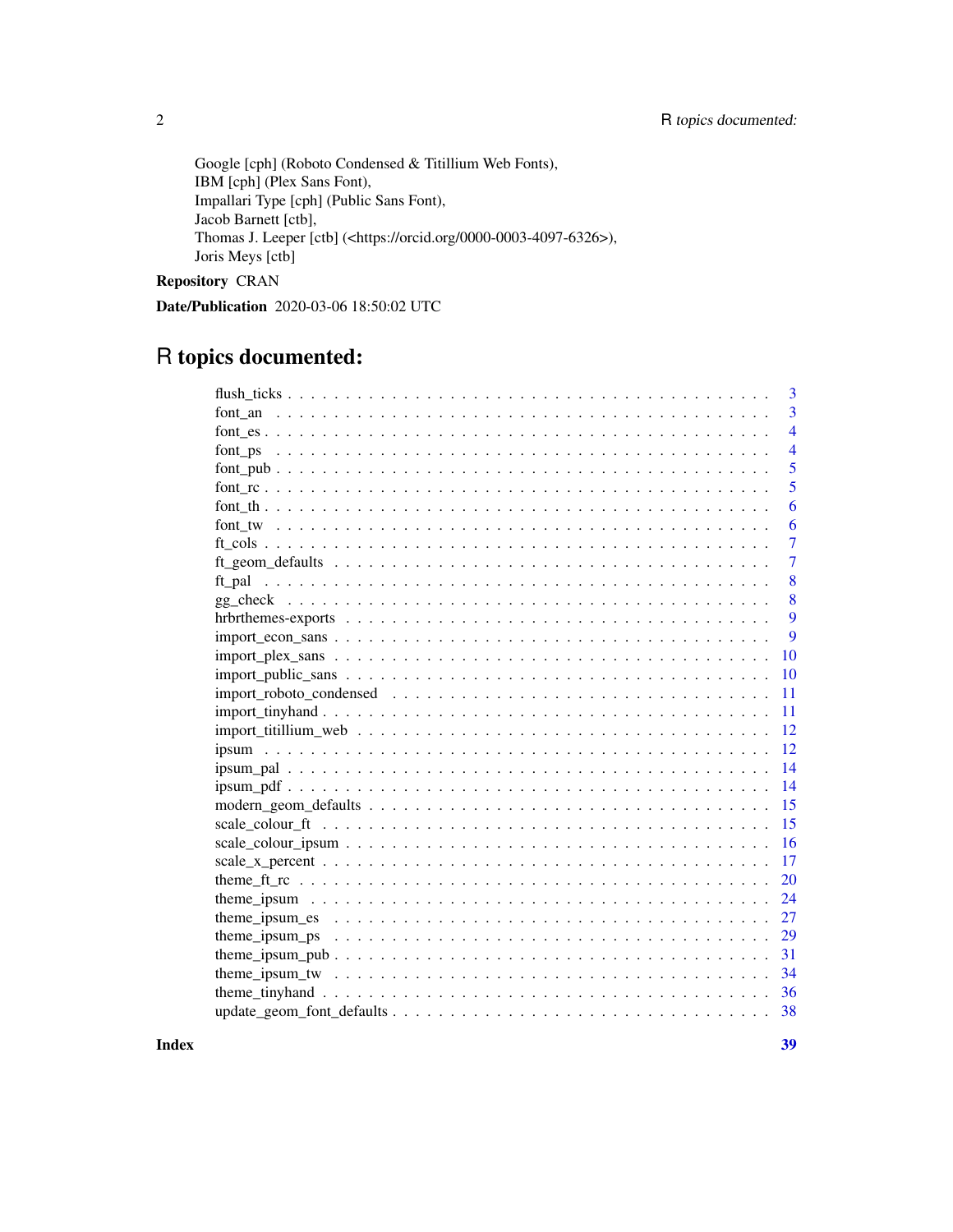Google [cph] (Roboto Condensed & Titillium Web Fonts),
IBM [cph] (Plex Sans Font),
Impallari Type [cph] (Public Sans Font),
Jacob Barnett [ctb],
Thomas J. Leeper [ctb] (<https://orcid.org/0000-0003-4097-6326>),
Joris Meys [ctb]

**Repository** CRAN

**Date/Publication** 2020-03-06 18:50:02 UTC

# R topics documented:

| | |
|---|---|
| flush_ticks | 3 |
| font_an | 3 |
| font_es | 4 |
| font_ps | 4 |
| font_pub | 5 |
| font_rc | 5 |
| font_th | 6 |
| font_tw | 6 |
| ft_cols | 7 |
| ft_geom_defaults | 7 |
| ft_pal | 8 |
| gg_check | 8 |
| hrbrthemes-exports | 9 |
| import_econ_sans | 9 |
| import_plex_sans | 10 |
| import_public_sans | 10 |
| import_roboto_condensed | 11 |
| import_tinyhand | 11 |
| import_titillium_web | 12 |
| ipsum | 12 |
| ipsum_pal | 14 |
| ipsum_pdf | 14 |
| modern_geom_defaults | 15 |
| scale_colour_ft | 15 |
| scale_colour_ipsum | 16 |
| scale_x_percent | 17 |
| theme_ft_rc | 20 |
| theme_ipsum | 24 |
| theme_ipsum_es | 27 |
| theme_ipsum_ps | 29 |
| theme_ipsum_pub | 31 |
| theme_ipsum_tw | 34 |
| theme_tinyhand | 36 |
| update_geom_font_defaults | 38 |
| **Index** | **39** |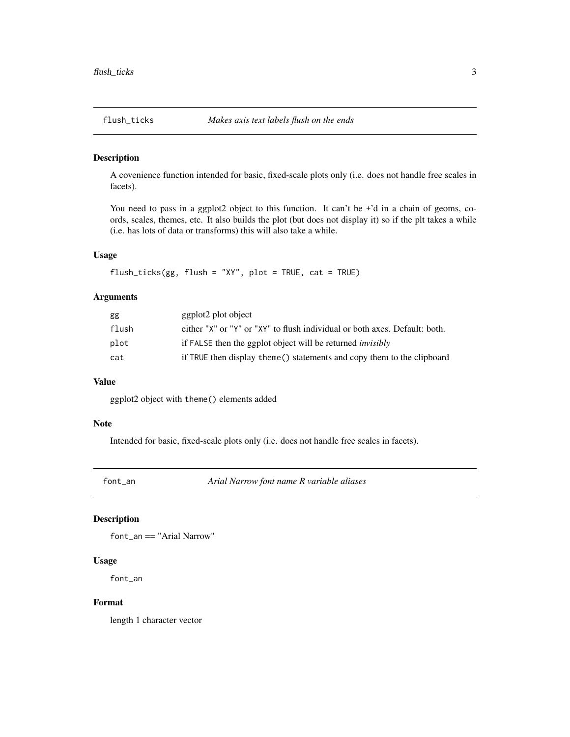## flush_ticks — *Makes axis text labels flush on the ends*

### Description

A covenience function intended for basic, fixed-scale plots only (i.e. does not handle free scales in facets).

You need to pass in a ggplot2 object to this function. It can't be +'d in a chain of geoms, coords, scales, themes, etc. It also builds the plot (but does not display it) so if the plt takes a while (i.e. has lots of data or transforms) this will also take a while.

### Usage

```
flush_ticks(gg, flush = "XY", plot = TRUE, cat = TRUE)
```

### Arguments

| | |
|---|---|
| `gg` | ggplot2 plot object |
| `flush` | either "X" or "Y" or "XY" to flush individual or both axes. Default: both. |
| `plot` | if `FALSE` then the ggplot object will be returned *invisibly* |
| `cat` | if `TRUE` then display `theme()` statements and copy them to the clipboard |

### Value

ggplot2 object with `theme()` elements added

### Note

Intended for basic, fixed-scale plots only (i.e. does not handle free scales in facets).

## font_an — *Arial Narrow font name R variable aliases*

### Description

`font_an` == "Arial Narrow"

### Usage

```
font_an
```

### Format

length 1 character vector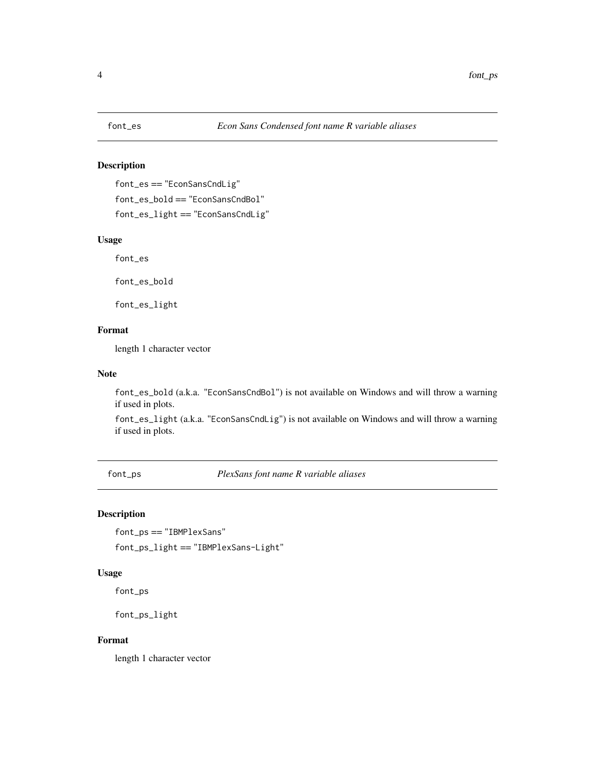## font_es — *Econ Sans Condensed font name R variable aliases*

### Description

`font_es` == "`EconSansCndLig`"

`font_es_bold` == "`EconSansCndBol`"

`font_es_light` == "`EconSansCndLig`"

### Usage

```
font_es

font_es_bold

font_es_light
```

### Format

length 1 character vector

### Note

`font_es_bold` (a.k.a. "`EconSansCndBol`") is not available on Windows and will throw a warning if used in plots.

`font_es_light` (a.k.a. "`EconSansCndLig`") is not available on Windows and will throw a warning if used in plots.

## font_ps — *PlexSans font name R variable aliases*

### Description

`font_ps` == "`IBMPlexSans`"

`font_ps_light` == "`IBMPlexSans-Light`"

### Usage

```
font_ps

font_ps_light
```

### Format

length 1 character vector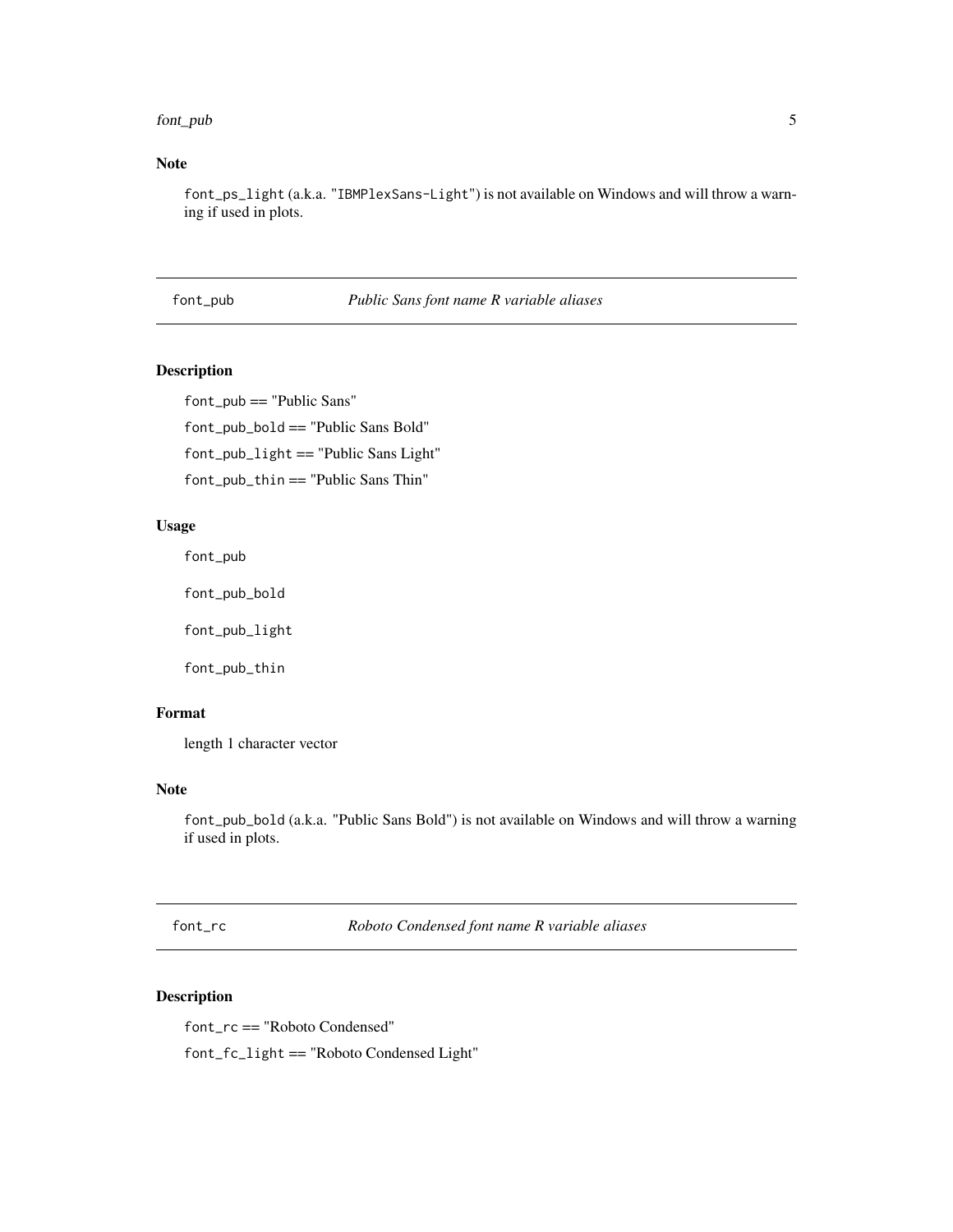## Note

`font_ps_light` (a.k.a. "`IBMPlexSans-Light`") is not available on Windows and will throw a warning if used in plots.

---

`font_pub` *Public Sans font name R variable aliases*

---

### Description

`font_pub` == "Public Sans"

`font_pub_bold` == "Public Sans Bold"

`font_pub_light` == "Public Sans Light"

`font_pub_thin` == "Public Sans Thin"

### Usage

```
font_pub

font_pub_bold

font_pub_light

font_pub_thin
```

### Format

length 1 character vector

### Note

`font_pub_bold` (a.k.a. "Public Sans Bold") is not available on Windows and will throw a warning if used in plots.

---

`font_rc` *Roboto Condensed font name R variable aliases*

---

### Description

`font_rc` == "Roboto Condensed"

`font_fc_light` == "Roboto Condensed Light"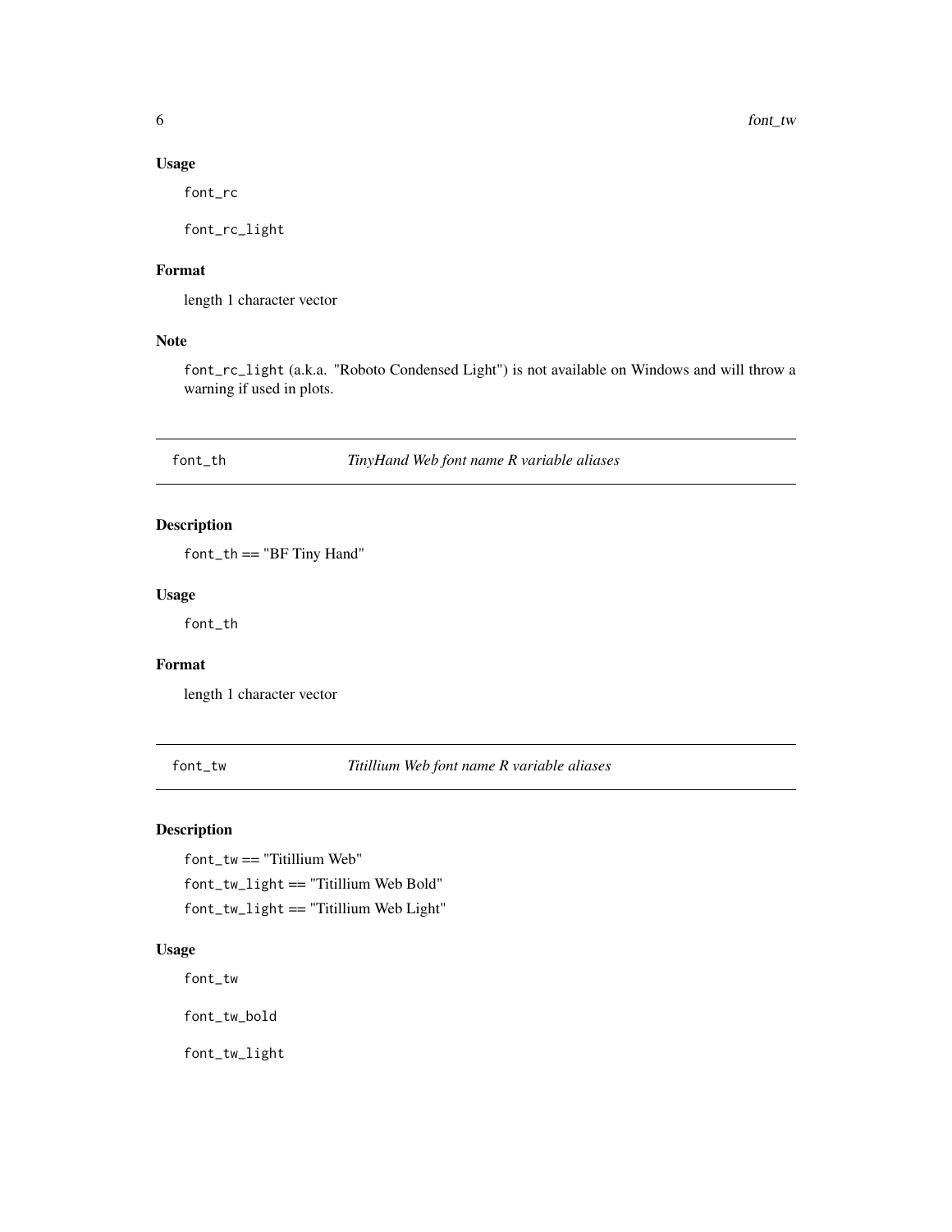### Usage

```
font_rc

font_rc_light
```

### Format

length 1 character vector

### Note

`font_rc_light` (a.k.a. "Roboto Condensed Light") is not available on Windows and will throw a warning if used in plots.

---

## font_th *TinyHand Web font name R variable aliases*

### Description

`font_th` == "BF Tiny Hand"

### Usage

```
font_th
```

### Format

length 1 character vector

---

## font_tw *Titillium Web font name R variable aliases*

### Description

`font_tw` == "Titillium Web"

`font_tw_light` == "Titillium Web Bold"

`font_tw_light` == "Titillium Web Light"

### Usage

```
font_tw

font_tw_bold

font_tw_light
```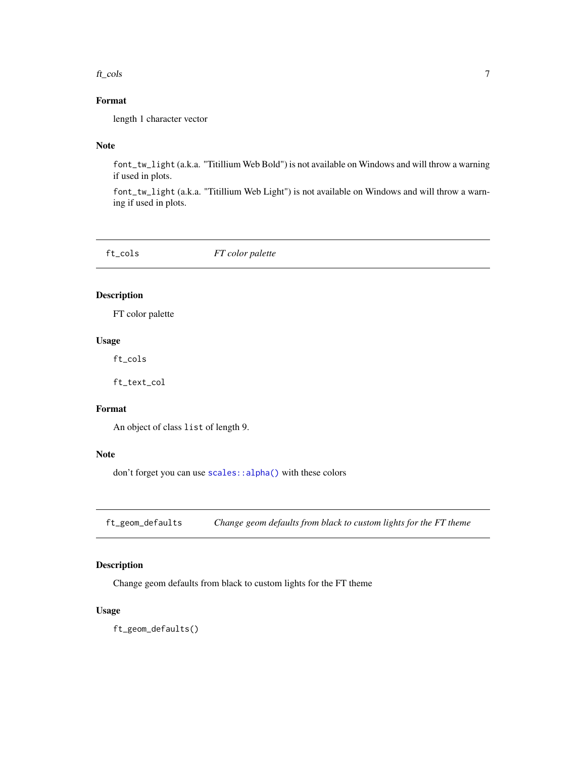### Format

length 1 character vector

### Note

`font_tw_light` (a.k.a. "Titillium Web Bold") is not available on Windows and will throw a warning if used in plots.

`font_tw_light` (a.k.a. "Titillium Web Light") is not available on Windows and will throw a warning if used in plots.

## ft_cols — *FT color palette*

### Description

FT color palette

### Usage

```
ft_cols

ft_text_col
```

### Format

An object of class `list` of length 9.

### Note

don't forget you can use `scales::alpha()` with these colors

## ft_geom_defaults — *Change geom defaults from black to custom lights for the FT theme*

### Description

Change geom defaults from black to custom lights for the FT theme

### Usage

```
ft_geom_defaults()
```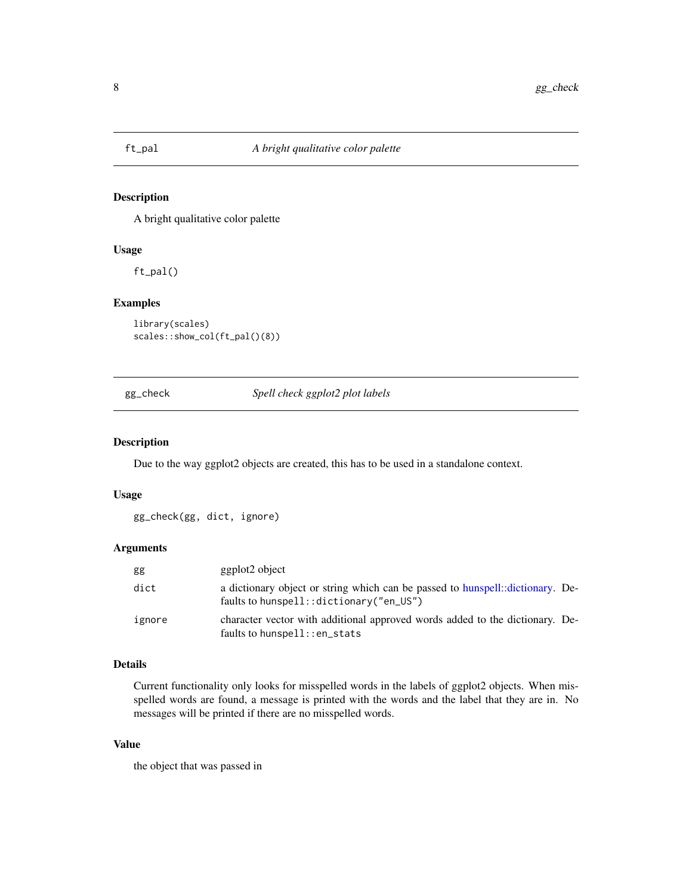## ft_pal — *A bright qualitative color palette*

### Description

A bright qualitative color palette

### Usage

```
ft_pal()
```

### Examples

```
library(scales)
scales::show_col(ft_pal()(8))
```

## gg_check — *Spell check ggplot2 plot labels*

### Description

Due to the way ggplot2 objects are created, this has to be used in a standalone context.

### Usage

```
gg_check(gg, dict, ignore)
```

### Arguments

| | |
|---|---|
| `gg` | ggplot2 object |
| `dict` | a dictionary object or string which can be passed to hunspell::dictionary. Defaults to `hunspell::dictionary("en_US")` |
| `ignore` | character vector with additional approved words added to the dictionary. Defaults to `hunspell::en_stats` |

### Details

Current functionality only looks for misspelled words in the labels of ggplot2 objects. When misspelled words are found, a message is printed with the words and the label that they are in. No messages will be printed if there are no misspelled words.

### Value

the object that was passed in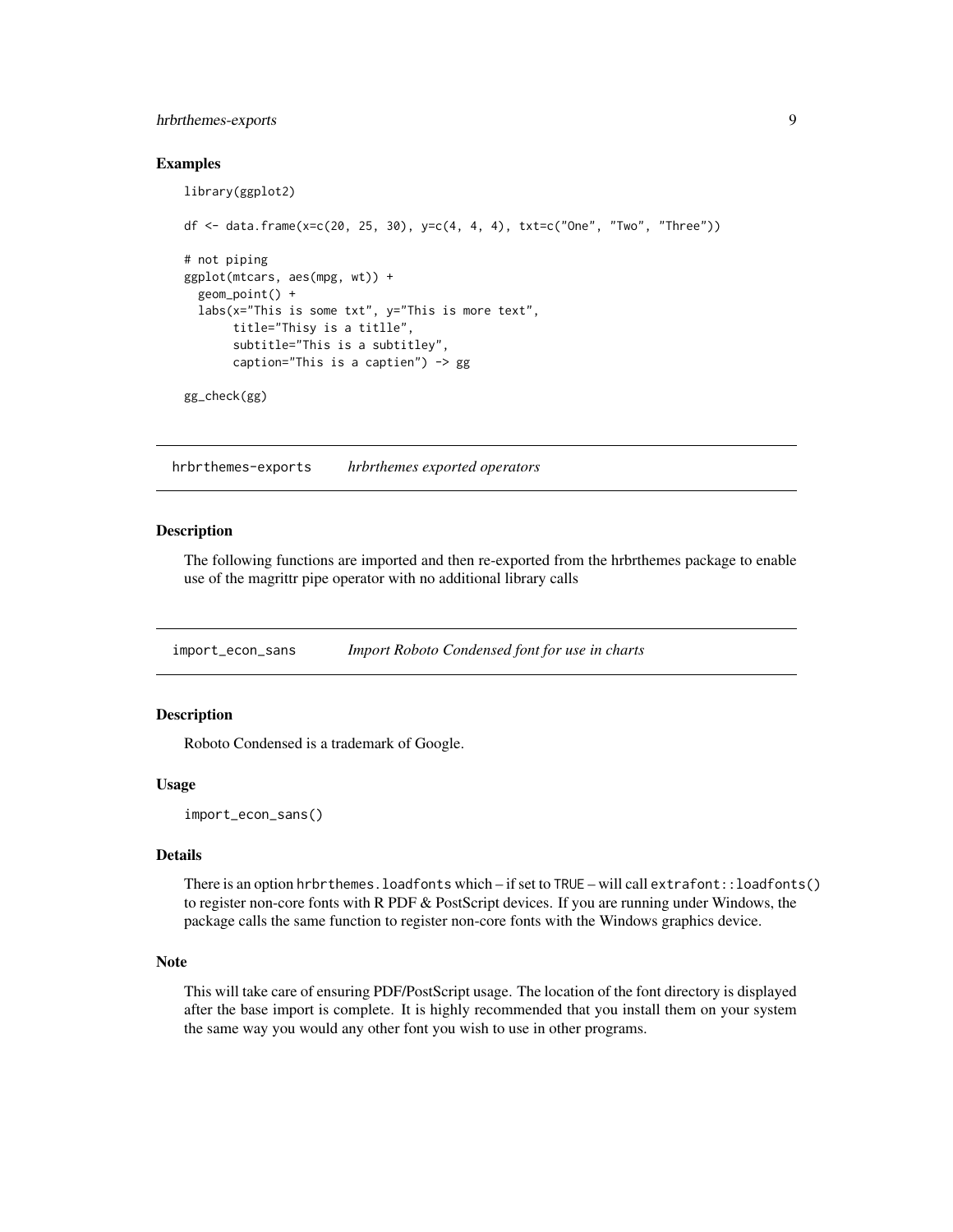## Examples

```
library(ggplot2)

df <- data.frame(x=c(20, 25, 30), y=c(4, 4, 4), txt=c("One", "Two", "Three"))

# not piping
ggplot(mtcars, aes(mpg, wt)) +
  geom_point() +
  labs(x="This is some txt", y="This is more text",
       title="Thisy is a titlle",
       subtitle="This is a subtitley",
       caption="This is a captien") -> gg

gg_check(gg)
```

---

# hrbrthemes-exports — *hrbrthemes exported operators*

## Description

The following functions are imported and then re-exported from the hrbrthemes package to enable use of the magrittr pipe operator with no additional library calls

---

# import_econ_sans — *Import Roboto Condensed font for use in charts*

## Description

Roboto Condensed is a trademark of Google.

## Usage

```
import_econ_sans()
```

## Details

There is an option `hrbrthemes.loadfonts` which – if set to `TRUE` – will call `extrafont::loadfonts()` to register non-core fonts with R PDF & PostScript devices. If you are running under Windows, the package calls the same function to register non-core fonts with the Windows graphics device.

## Note

This will take care of ensuring PDF/PostScript usage. The location of the font directory is displayed after the base import is complete. It is highly recommended that you install them on your system the same way you would any other font you wish to use in other programs.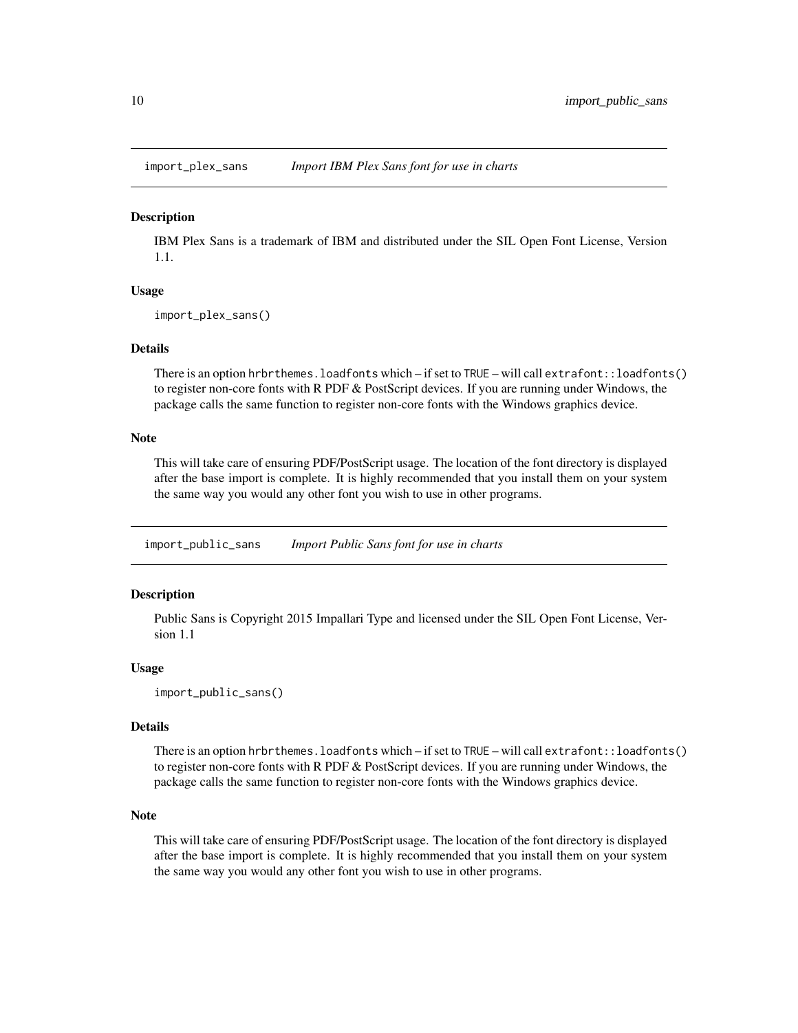## import_plex_sans *Import IBM Plex Sans font for use in charts*

### Description

IBM Plex Sans is a trademark of IBM and distributed under the SIL Open Font License, Version 1.1.

### Usage

```
import_plex_sans()
```

### Details

There is an option `hrbrthemes.loadfonts` which – if set to `TRUE` – will call `extrafont::loadfonts()` to register non-core fonts with R PDF & PostScript devices. If you are running under Windows, the package calls the same function to register non-core fonts with the Windows graphics device.

### Note

This will take care of ensuring PDF/PostScript usage. The location of the font directory is displayed after the base import is complete. It is highly recommended that you install them on your system the same way you would any other font you wish to use in other programs.

## import_public_sans *Import Public Sans font for use in charts*

### Description

Public Sans is Copyright 2015 Impallari Type and licensed under the SIL Open Font License, Version 1.1

### Usage

```
import_public_sans()
```

### Details

There is an option `hrbrthemes.loadfonts` which – if set to `TRUE` – will call `extrafont::loadfonts()` to register non-core fonts with R PDF & PostScript devices. If you are running under Windows, the package calls the same function to register non-core fonts with the Windows graphics device.

### Note

This will take care of ensuring PDF/PostScript usage. The location of the font directory is displayed after the base import is complete. It is highly recommended that you install them on your system the same way you would any other font you wish to use in other programs.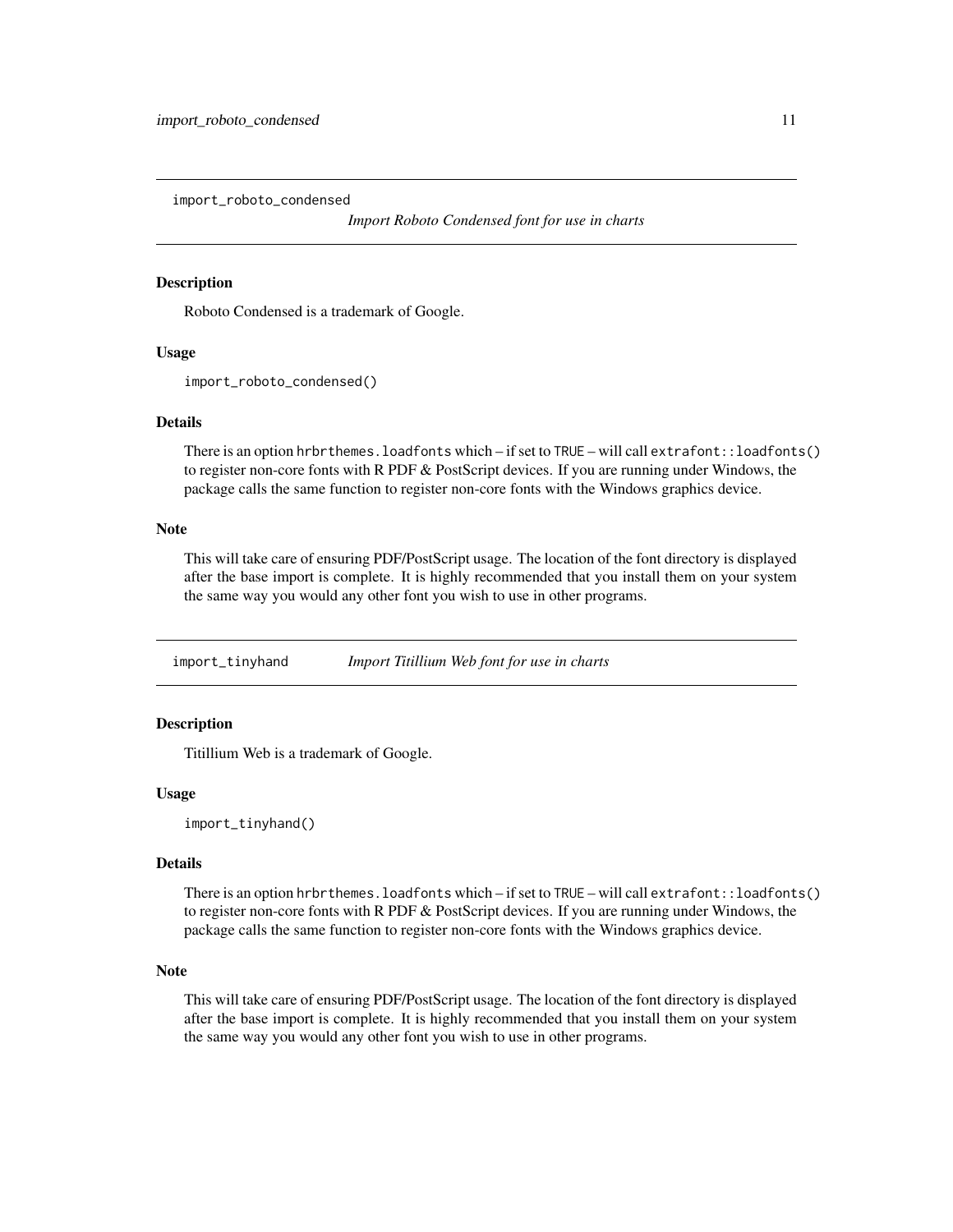## import_roboto_condensed

*Import Roboto Condensed font for use in charts*

### Description

Roboto Condensed is a trademark of Google.

### Usage

```
import_roboto_condensed()
```

### Details

There is an option `hrbrthemes.loadfonts` which – if set to `TRUE` – will call `extrafont::loadfonts()` to register non-core fonts with R PDF & PostScript devices. If you are running under Windows, the package calls the same function to register non-core fonts with the Windows graphics device.

### Note

This will take care of ensuring PDF/PostScript usage. The location of the font directory is displayed after the base import is complete. It is highly recommended that you install them on your system the same way you would any other font you wish to use in other programs.

## import_tinyhand

*Import Titillium Web font for use in charts*

### Description

Titillium Web is a trademark of Google.

### Usage

```
import_tinyhand()
```

### Details

There is an option `hrbrthemes.loadfonts` which – if set to `TRUE` – will call `extrafont::loadfonts()` to register non-core fonts with R PDF & PostScript devices. If you are running under Windows, the package calls the same function to register non-core fonts with the Windows graphics device.

### Note

This will take care of ensuring PDF/PostScript usage. The location of the font directory is displayed after the base import is complete. It is highly recommended that you install them on your system the same way you would any other font you wish to use in other programs.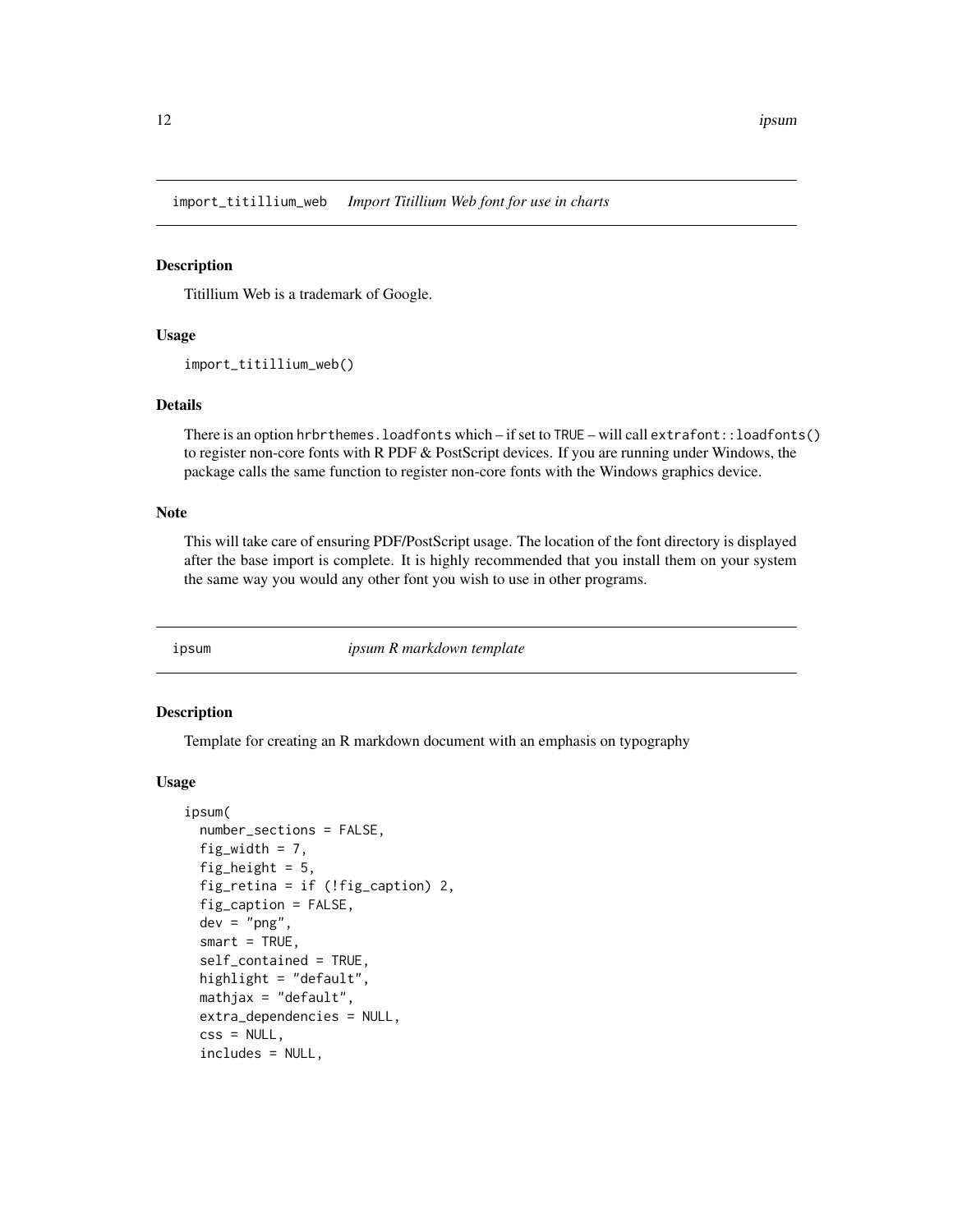## import_titillium_web *Import Titillium Web font for use in charts*

### Description

Titillium Web is a trademark of Google.

### Usage

```
import_titillium_web()
```

### Details

There is an option `hrbrthemes.loadfonts` which – if set to `TRUE` – will call `extrafont::loadfonts()` to register non-core fonts with R PDF & PostScript devices. If you are running under Windows, the package calls the same function to register non-core fonts with the Windows graphics device.

### Note

This will take care of ensuring PDF/PostScript usage. The location of the font directory is displayed after the base import is complete. It is highly recommended that you install them on your system the same way you would any other font you wish to use in other programs.

## ipsum *ipsum R markdown template*

### Description

Template for creating an R markdown document with an emphasis on typography

### Usage

```
ipsum(
  number_sections = FALSE,
  fig_width = 7,
  fig_height = 5,
  fig_retina = if (!fig_caption) 2,
  fig_caption = FALSE,
  dev = "png",
  smart = TRUE,
  self_contained = TRUE,
  highlight = "default",
  mathjax = "default",
  extra_dependencies = NULL,
  css = NULL,
  includes = NULL,
```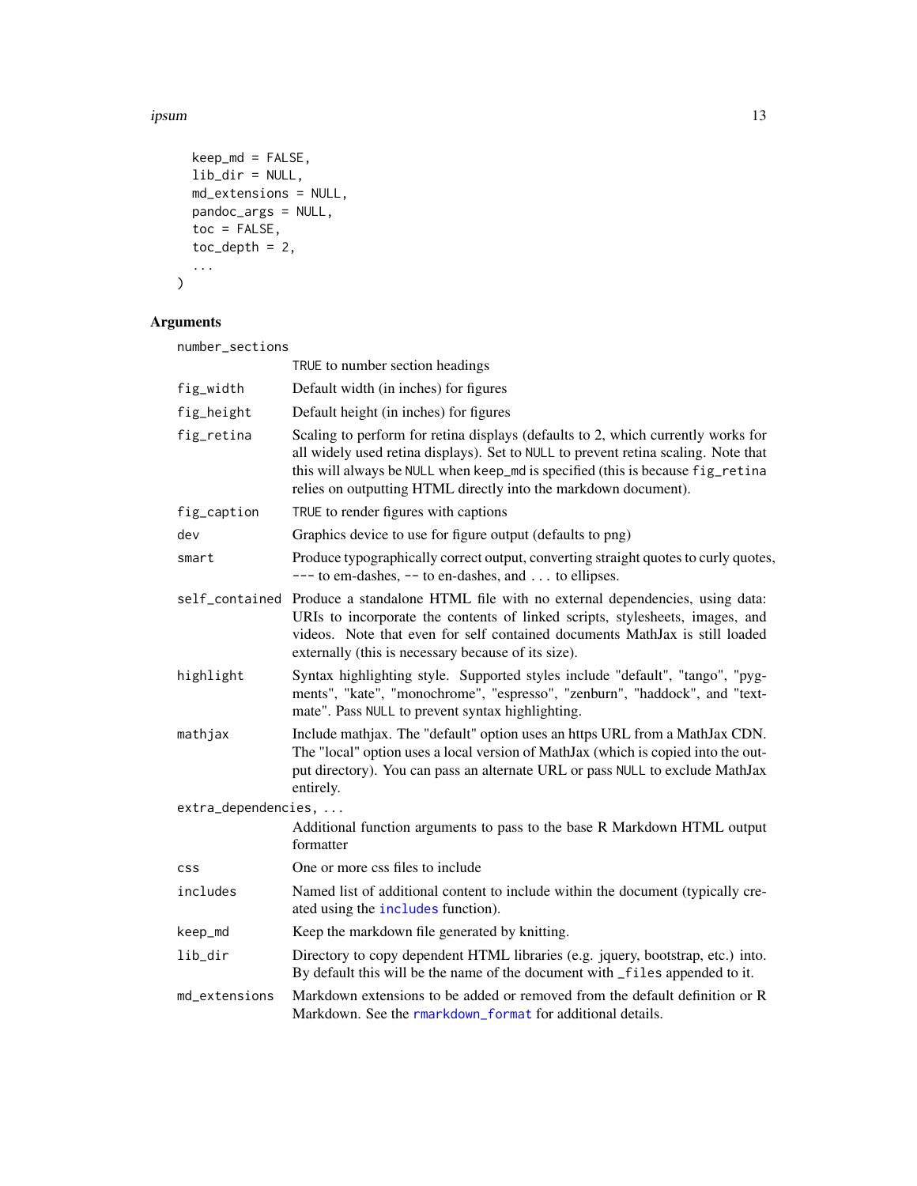```
  keep_md = FALSE,
  lib_dir = NULL,
  md_extensions = NULL,
  pandoc_args = NULL,
  toc = FALSE,
  toc_depth = 2,
  ...
)
```

## Arguments

| | |
|---|---|
| `number_sections` | `TRUE` to number section headings |
| `fig_width` | Default width (in inches) for figures |
| `fig_height` | Default height (in inches) for figures |
| `fig_retina` | Scaling to perform for retina displays (defaults to 2, which currently works for all widely used retina displays). Set to `NULL` to prevent retina scaling. Note that this will always be `NULL` when `keep_md` is specified (this is because `fig_retina` relies on outputting HTML directly into the markdown document). |
| `fig_caption` | `TRUE` to render figures with captions |
| `dev` | Graphics device to use for figure output (defaults to png) |
| `smart` | Produce typographically correct output, converting straight quotes to curly quotes, `---` to em-dashes, `--` to en-dashes, and ... to ellipses. |
| `self_contained` | Produce a standalone HTML file with no external dependencies, using data: URIs to incorporate the contents of linked scripts, stylesheets, images, and videos. Note that even for self contained documents MathJax is still loaded externally (this is necessary because of its size). |
| `highlight` | Syntax highlighting style. Supported styles include "default", "tango", "pygments", "kate", "monochrome", "espresso", "zenburn", "haddock", and "textmate". Pass `NULL` to prevent syntax highlighting. |
| `mathjax` | Include mathjax. The "default" option uses an https URL from a MathJax CDN. The "local" option uses a local version of MathJax (which is copied into the output directory). You can pass an alternate URL or pass `NULL` to exclude MathJax entirely. |
| `extra_dependencies, ...` | Additional function arguments to pass to the base R Markdown HTML output formatter |
| `css` | One or more css files to include |
| `includes` | Named list of additional content to include within the document (typically created using the `includes` function). |
| `keep_md` | Keep the markdown file generated by knitting. |
| `lib_dir` | Directory to copy dependent HTML libraries (e.g. jquery, bootstrap, etc.) into. By default this will be the name of the document with `_files` appended to it. |
| `md_extensions` | Markdown extensions to be added or removed from the default definition or R Markdown. See the `rmarkdown_format` for additional details. |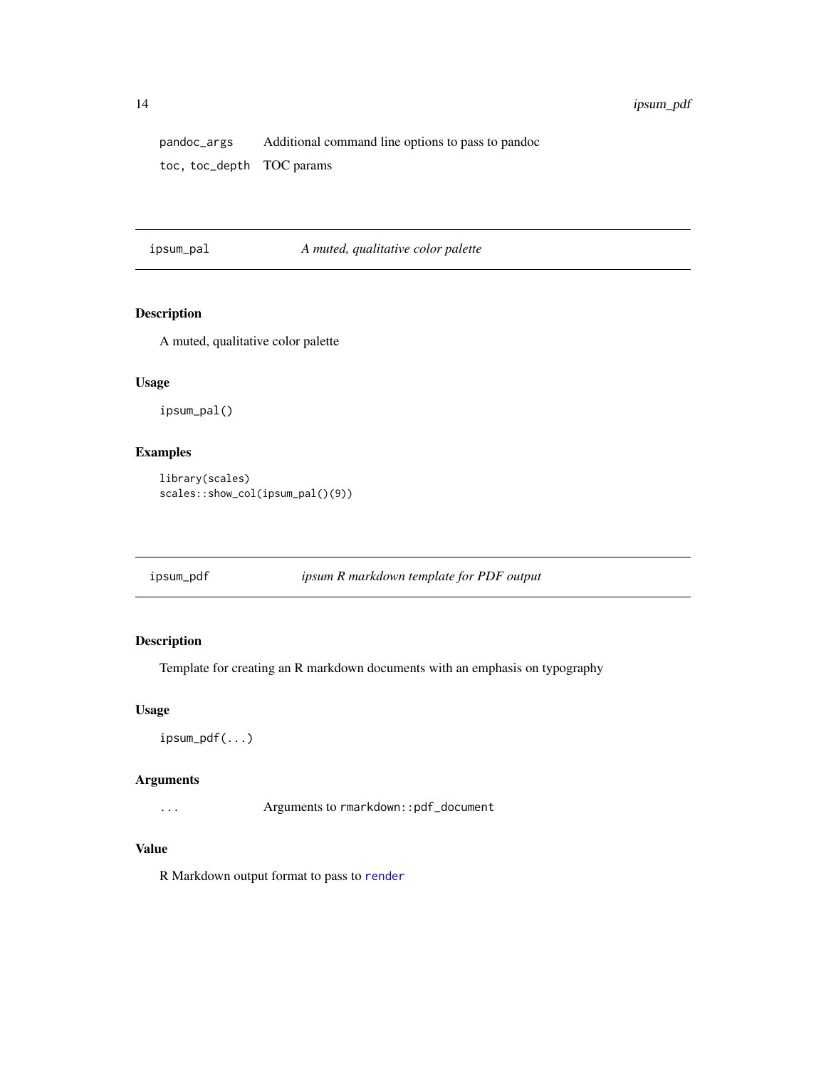| | |
|---|---|
| pandoc_args | Additional command line options to pass to pandoc |
| toc, toc_depth | TOC params |

## ipsum_pal — *A muted, qualitative color palette*

### Description

A muted, qualitative color palette

### Usage

```
ipsum_pal()
```

### Examples

```
library(scales)
scales::show_col(ipsum_pal()(9))
```

## ipsum_pdf — *ipsum R markdown template for PDF output*

### Description

Template for creating an R markdown documents with an emphasis on typography

### Usage

```
ipsum_pdf(...)
```

### Arguments

| | |
|---|---|
| ... | Arguments to rmarkdown::pdf_document |

### Value

R Markdown output format to pass to render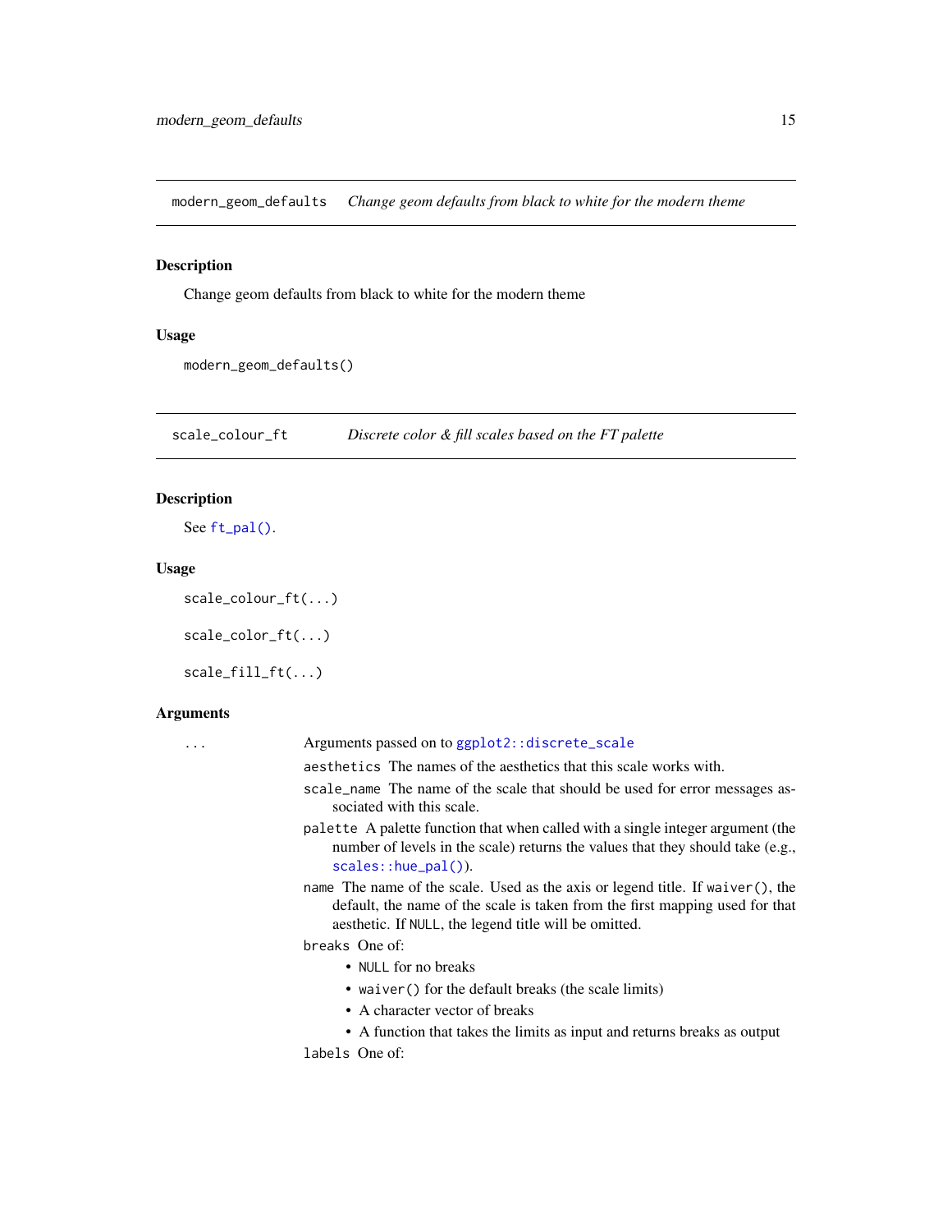## modern_geom_defaults — *Change geom defaults from black to white for the modern theme*

### Description

Change geom defaults from black to white for the modern theme

### Usage

```
modern_geom_defaults()
```

## scale_colour_ft — *Discrete color & fill scales based on the FT palette*

### Description

See `ft_pal()`.

### Usage

```
scale_colour_ft(...)

scale_color_ft(...)

scale_fill_ft(...)
```

### Arguments

`...` Arguments passed on to `ggplot2::discrete_scale`

`aesthetics` The names of the aesthetics that this scale works with.

`scale_name` The name of the scale that should be used for error messages associated with this scale.

`palette` A palette function that when called with a single integer argument (the number of levels in the scale) returns the values that they should take (e.g., `scales::hue_pal()`).

`name` The name of the scale. Used as the axis or legend title. If `waiver()`, the default, the name of the scale is taken from the first mapping used for that aesthetic. If `NULL`, the legend title will be omitted.

`breaks` One of:

- `NULL` for no breaks
- `waiver()` for the default breaks (the scale limits)
- A character vector of breaks
- A function that takes the limits as input and returns breaks as output

`labels` One of: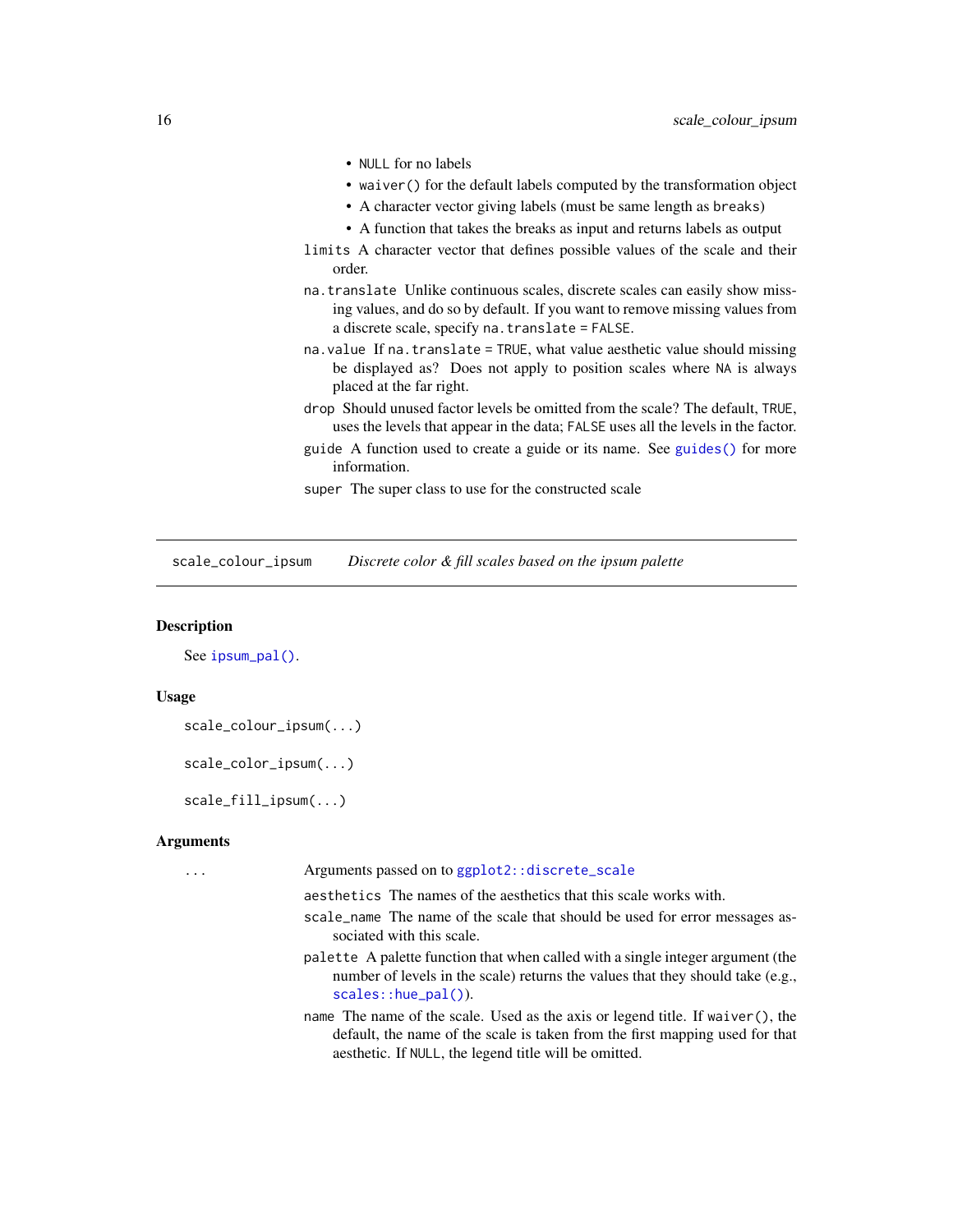- NULL for no labels
- waiver() for the default labels computed by the transformation object
- A character vector giving labels (must be same length as breaks)
- A function that takes the breaks as input and returns labels as output

limits A character vector that defines possible values of the scale and their order.

na.translate Unlike continuous scales, discrete scales can easily show missing values, and do so by default. If you want to remove missing values from a discrete scale, specify na.translate = FALSE.

na.value If na.translate = TRUE, what value aesthetic value should missing be displayed as? Does not apply to position scales where NA is always placed at the far right.

drop Should unused factor levels be omitted from the scale? The default, TRUE, uses the levels that appear in the data; FALSE uses all the levels in the factor.

guide A function used to create a guide or its name. See guides() for more information.

super The super class to use for the constructed scale

---

## scale_colour_ipsum — *Discrete color & fill scales based on the ipsum palette*

### Description

See ipsum_pal().

### Usage

```
scale_colour_ipsum(...)

scale_color_ipsum(...)

scale_fill_ipsum(...)
```

### Arguments

... Arguments passed on to ggplot2::discrete_scale

aesthetics The names of the aesthetics that this scale works with.

scale_name The name of the scale that should be used for error messages associated with this scale.

palette A palette function that when called with a single integer argument (the number of levels in the scale) returns the values that they should take (e.g., scales::hue_pal()).

name The name of the scale. Used as the axis or legend title. If waiver(), the default, the name of the scale is taken from the first mapping used for that aesthetic. If NULL, the legend title will be omitted.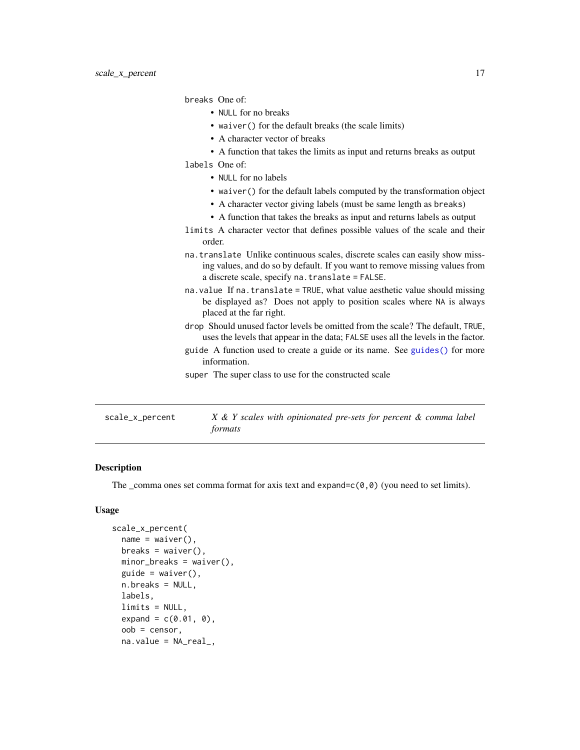breaks
: One of:

- `NULL` for no breaks
- `waiver()` for the default breaks (the scale limits)
- A character vector of breaks
- A function that takes the limits as input and returns breaks as output

labels
: One of:

- `NULL` for no labels
- `waiver()` for the default labels computed by the transformation object
- A character vector giving labels (must be same length as `breaks`)
- A function that takes the breaks as input and returns labels as output

limits
: A character vector that defines possible values of the scale and their order.

na.translate
: Unlike continuous scales, discrete scales can easily show missing values, and do so by default. If you want to remove missing values from a discrete scale, specify `na.translate = FALSE`.

na.value
: If `na.translate = TRUE`, what value aesthetic value should missing be displayed as? Does not apply to position scales where `NA` is always placed at the far right.

drop
: Should unused factor levels be omitted from the scale? The default, `TRUE`, uses the levels that appear in the data; `FALSE` uses all the levels in the factor.

guide
: A function used to create a guide or its name. See `guides()` for more information.

super
: The super class to use for the constructed scale

---

## scale_x_percent — *X & Y scales with opinionated pre-sets for percent & comma label formats*

### Description

The _comma ones set comma format for axis text and `expand=c(0,0)` (you need to set limits).

### Usage

```
scale_x_percent(
  name = waiver(),
  breaks = waiver(),
  minor_breaks = waiver(),
  guide = waiver(),
  n.breaks = NULL,
  labels,
  limits = NULL,
  expand = c(0.01, 0),
  oob = censor,
  na.value = NA_real_,
```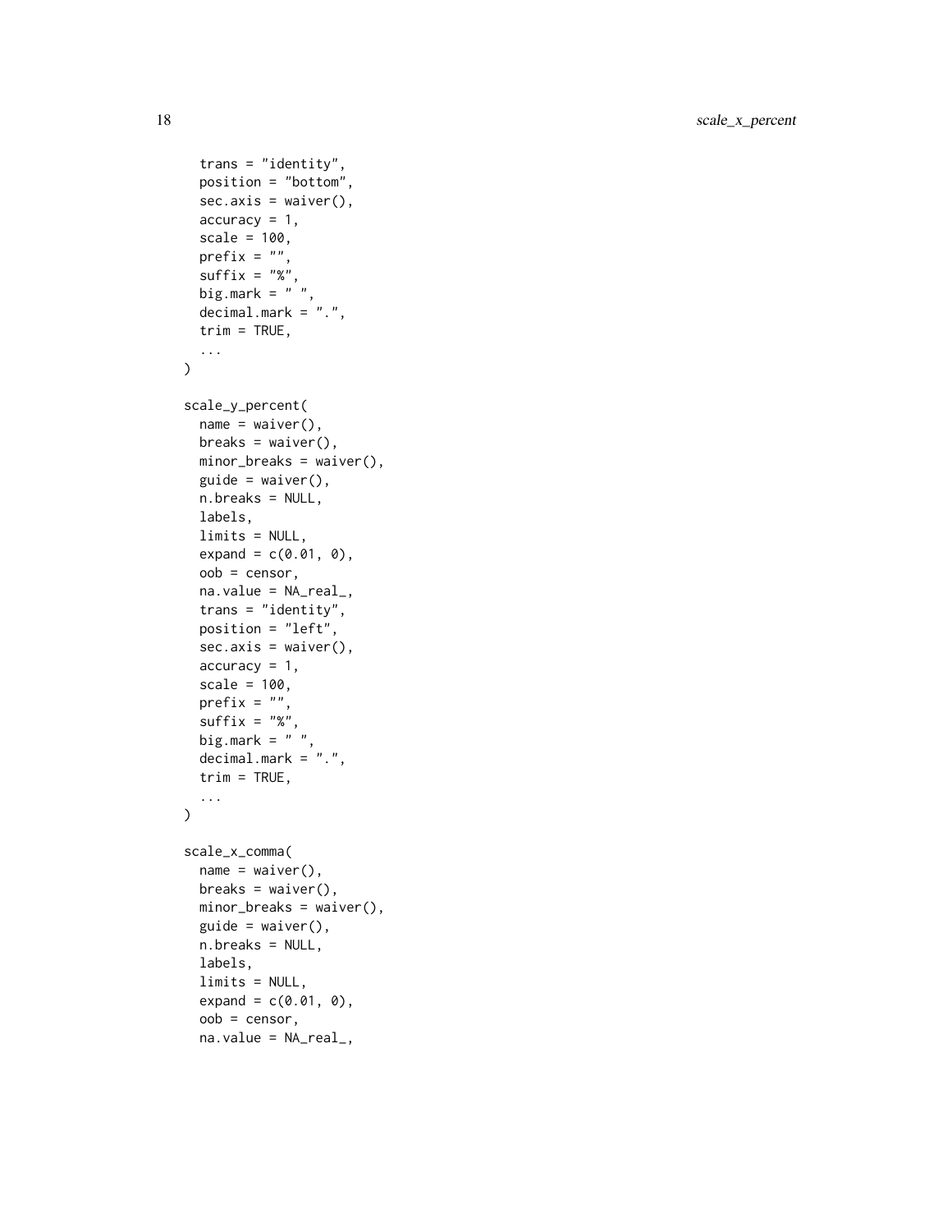```
  trans = "identity",
  position = "bottom",
  sec.axis = waiver(),
  accuracy = 1,
  scale = 100,
  prefix = "",
  suffix = "%",
  big.mark = " ",
  decimal.mark = ".",
  trim = TRUE,
  ...
)

scale_y_percent(
  name = waiver(),
  breaks = waiver(),
  minor_breaks = waiver(),
  guide = waiver(),
  n.breaks = NULL,
  labels,
  limits = NULL,
  expand = c(0.01, 0),
  oob = censor,
  na.value = NA_real_,
  trans = "identity",
  position = "left",
  sec.axis = waiver(),
  accuracy = 1,
  scale = 100,
  prefix = "",
  suffix = "%",
  big.mark = " ",
  decimal.mark = ".",
  trim = TRUE,
  ...
)

scale_x_comma(
  name = waiver(),
  breaks = waiver(),
  minor_breaks = waiver(),
  guide = waiver(),
  n.breaks = NULL,
  labels,
  limits = NULL,
  expand = c(0.01, 0),
  oob = censor,
  na.value = NA_real_,
```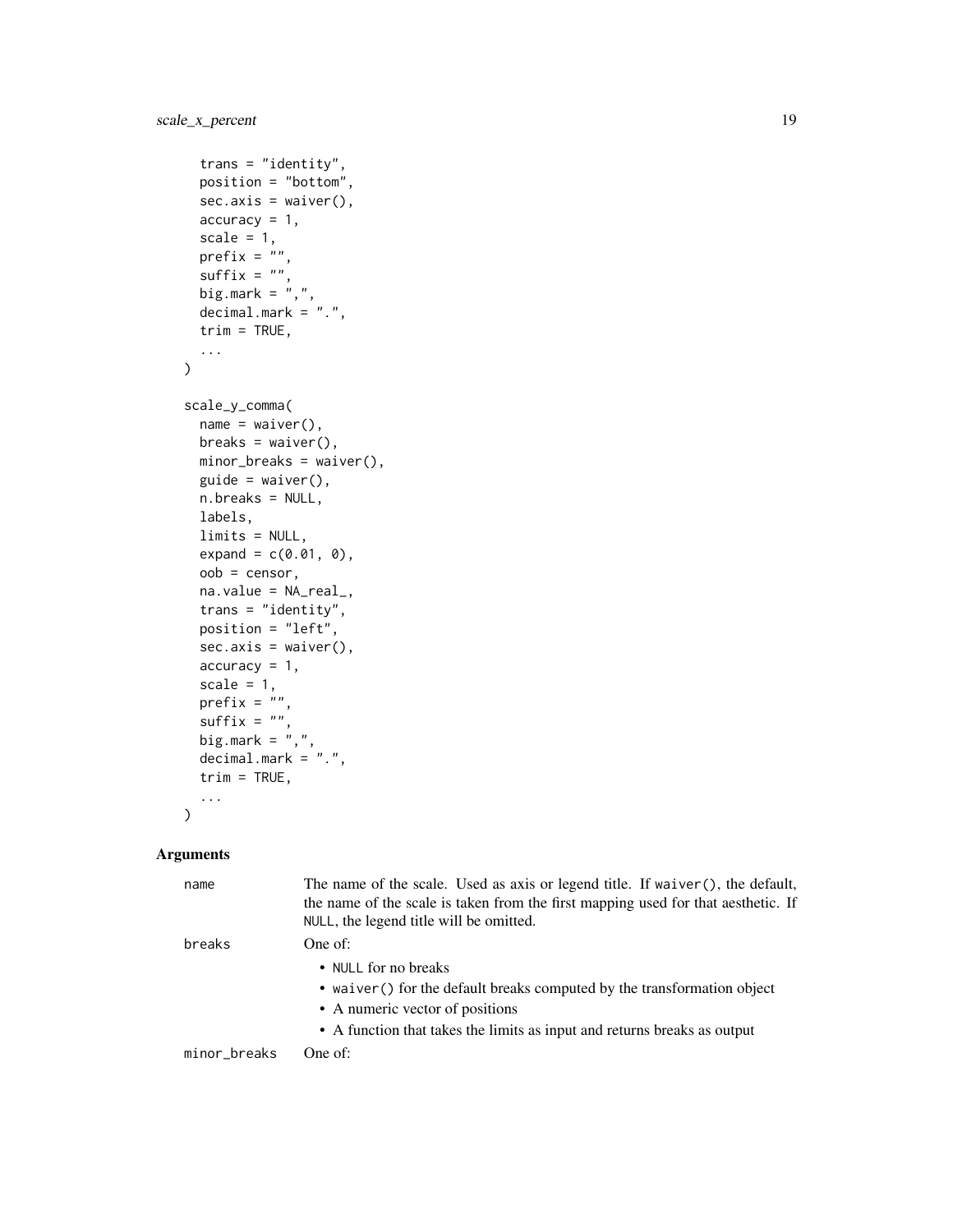```
  trans = "identity",
  position = "bottom",
  sec.axis = waiver(),
  accuracy = 1,
  scale = 1,
  prefix = "",
  suffix = "",
  big.mark = ",",
  decimal.mark = ".",
  trim = TRUE,
  ...
)

scale_y_comma(
  name = waiver(),
  breaks = waiver(),
  minor_breaks = waiver(),
  guide = waiver(),
  n.breaks = NULL,
  labels,
  limits = NULL,
  expand = c(0.01, 0),
  oob = censor,
  na.value = NA_real_,
  trans = "identity",
  position = "left",
  sec.axis = waiver(),
  accuracy = 1,
  scale = 1,
  prefix = "",
  suffix = "",
  big.mark = ",",
  decimal.mark = ".",
  trim = TRUE,
  ...
)
```

### Arguments

`name` The name of the scale. Used as axis or legend title. If `waiver()`, the default, the name of the scale is taken from the first mapping used for that aesthetic. If `NULL`, the legend title will be omitted.

`breaks` One of:

- `NULL` for no breaks
- `waiver()` for the default breaks computed by the transformation object
- A numeric vector of positions
- A function that takes the limits as input and returns breaks as output

`minor_breaks` One of: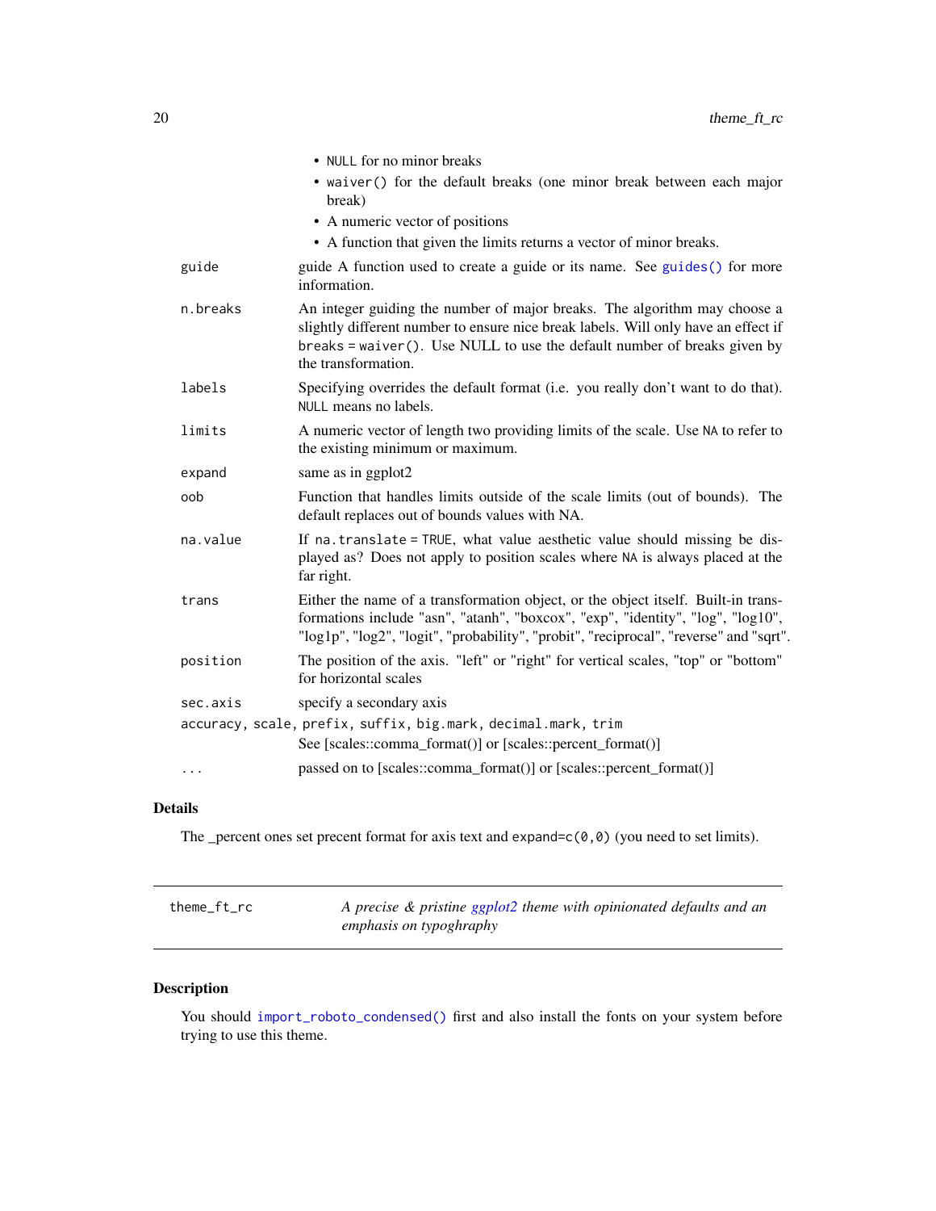- `NULL` for no minor breaks
- `waiver()` for the default breaks (one minor break between each major break)
- A numeric vector of positions
- A function that given the limits returns a vector of minor breaks.

| | |
|---|---|
| `guide` | guide A function used to create a guide or its name. See `guides()` for more information. |
| `n.breaks` | An integer guiding the number of major breaks. The algorithm may choose a slightly different number to ensure nice break labels. Will only have an effect if `breaks = waiver()`. Use NULL to use the default number of breaks given by the transformation. |
| `labels` | Specifying overrides the default format (i.e. you really don't want to do that). `NULL` means no labels. |
| `limits` | A numeric vector of length two providing limits of the scale. Use `NA` to refer to the existing minimum or maximum. |
| `expand` | same as in ggplot2 |
| `oob` | Function that handles limits outside of the scale limits (out of bounds). The default replaces out of bounds values with NA. |
| `na.value` | If `na.translate = TRUE`, what value aesthetic value should missing be displayed as? Does not apply to position scales where `NA` is always placed at the far right. |
| `trans` | Either the name of a transformation object, or the object itself. Built-in transformations include "asn", "atanh", "boxcox", "exp", "identity", "log", "log10", "log1p", "log2", "logit", "probability", "probit", "reciprocal", "reverse" and "sqrt". |
| `position` | The position of the axis. "left" or "right" for vertical scales, "top" or "bottom" for horizontal scales |
| `sec.axis` | specify a secondary axis |
| `accuracy, scale, prefix, suffix, big.mark, decimal.mark, trim` | See [scales::comma_format()] or [scales::percent_format()] |
| `...` | passed on to [scales::comma_format()] or [scales::percent_format()] |

### Details

The _percent ones set precent format for axis text and `expand=c(0,0)` (you need to set limits).

---

## theme_ft_rc

*A precise & pristine ggplot2 theme with opinionated defaults and an emphasis on typoghraphy*

### Description

You should `import_roboto_condensed()` first and also install the fonts on your system before trying to use this theme.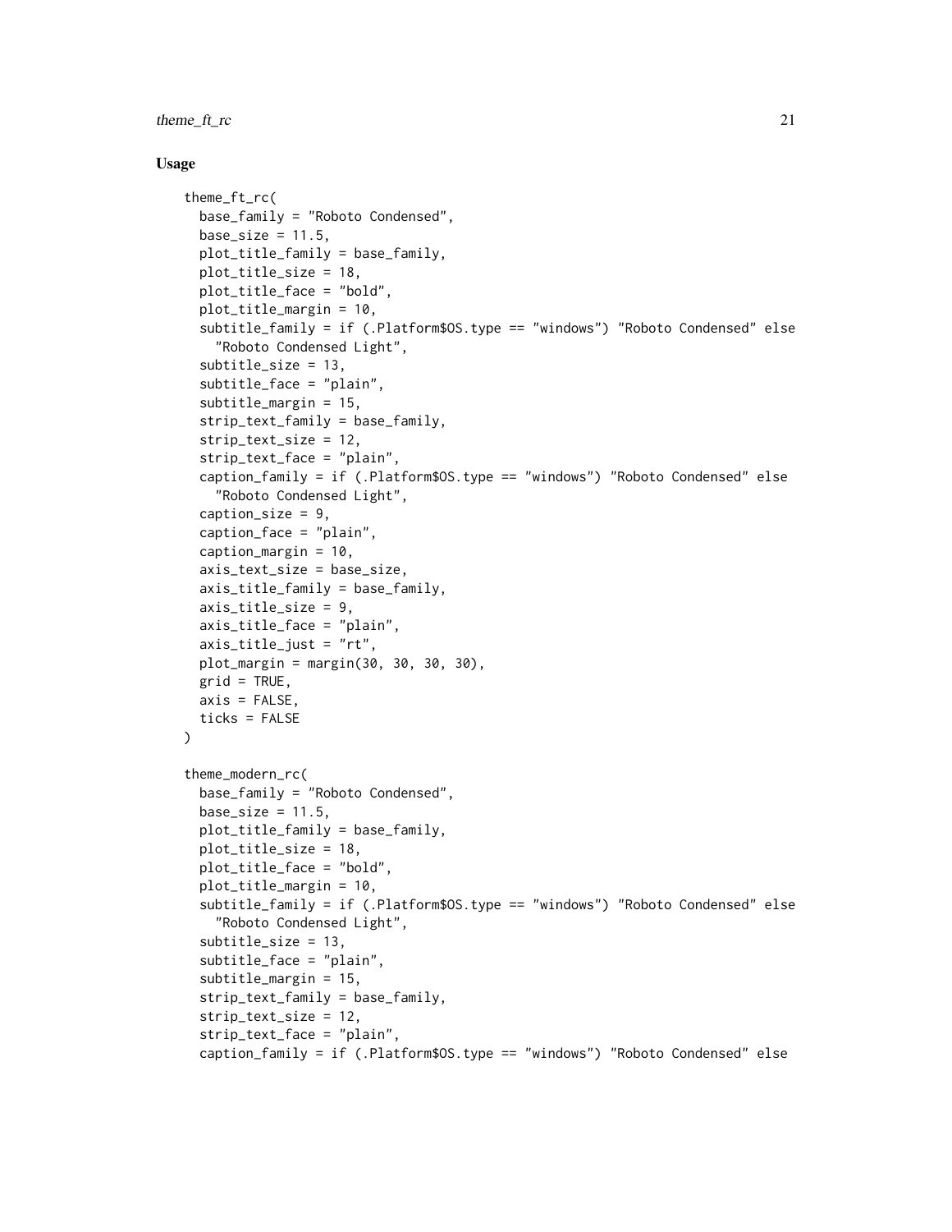## Usage

```
theme_ft_rc(
  base_family = "Roboto Condensed",
  base_size = 11.5,
  plot_title_family = base_family,
  plot_title_size = 18,
  plot_title_face = "bold",
  plot_title_margin = 10,
  subtitle_family = if (.Platform$OS.type == "windows") "Roboto Condensed" else
    "Roboto Condensed Light",
  subtitle_size = 13,
  subtitle_face = "plain",
  subtitle_margin = 15,
  strip_text_family = base_family,
  strip_text_size = 12,
  strip_text_face = "plain",
  caption_family = if (.Platform$OS.type == "windows") "Roboto Condensed" else
    "Roboto Condensed Light",
  caption_size = 9,
  caption_face = "plain",
  caption_margin = 10,
  axis_text_size = base_size,
  axis_title_family = base_family,
  axis_title_size = 9,
  axis_title_face = "plain",
  axis_title_just = "rt",
  plot_margin = margin(30, 30, 30, 30),
  grid = TRUE,
  axis = FALSE,
  ticks = FALSE
)

theme_modern_rc(
  base_family = "Roboto Condensed",
  base_size = 11.5,
  plot_title_family = base_family,
  plot_title_size = 18,
  plot_title_face = "bold",
  plot_title_margin = 10,
  subtitle_family = if (.Platform$OS.type == "windows") "Roboto Condensed" else
    "Roboto Condensed Light",
  subtitle_size = 13,
  subtitle_face = "plain",
  subtitle_margin = 15,
  strip_text_family = base_family,
  strip_text_size = 12,
  strip_text_face = "plain",
  caption_family = if (.Platform$OS.type == "windows") "Roboto Condensed" else
```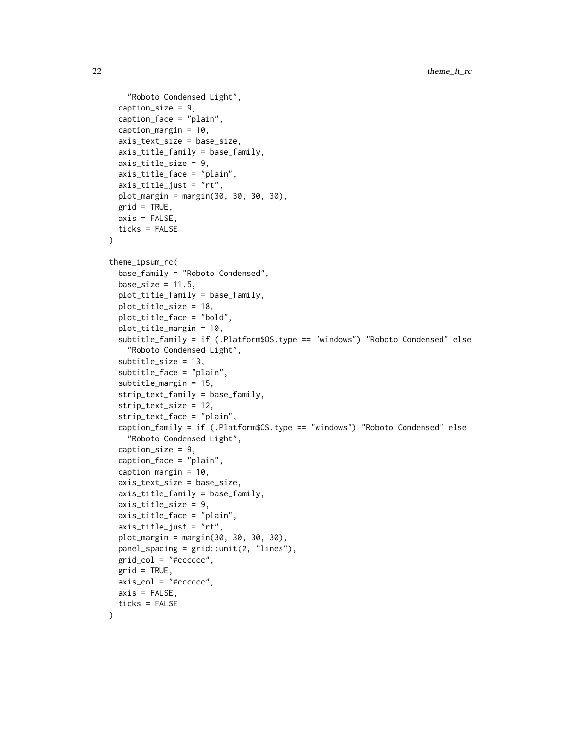```
    "Roboto Condensed Light",
  caption_size = 9,
  caption_face = "plain",
  caption_margin = 10,
  axis_text_size = base_size,
  axis_title_family = base_family,
  axis_title_size = 9,
  axis_title_face = "plain",
  axis_title_just = "rt",
  plot_margin = margin(30, 30, 30, 30),
  grid = TRUE,
  axis = FALSE,
  ticks = FALSE
)

theme_ipsum_rc(
  base_family = "Roboto Condensed",
  base_size = 11.5,
  plot_title_family = base_family,
  plot_title_size = 18,
  plot_title_face = "bold",
  plot_title_margin = 10,
  subtitle_family = if (.Platform$OS.type == "windows") "Roboto Condensed" else
    "Roboto Condensed Light",
  subtitle_size = 13,
  subtitle_face = "plain",
  subtitle_margin = 15,
  strip_text_family = base_family,
  strip_text_size = 12,
  strip_text_face = "plain",
  caption_family = if (.Platform$OS.type == "windows") "Roboto Condensed" else
    "Roboto Condensed Light",
  caption_size = 9,
  caption_face = "plain",
  caption_margin = 10,
  axis_text_size = base_size,
  axis_title_family = base_family,
  axis_title_size = 9,
  axis_title_face = "plain",
  axis_title_just = "rt",
  plot_margin = margin(30, 30, 30, 30),
  panel_spacing = grid::unit(2, "lines"),
  grid_col = "#cccccc",
  grid = TRUE,
  axis_col = "#cccccc",
  axis = FALSE,
  ticks = FALSE
)
```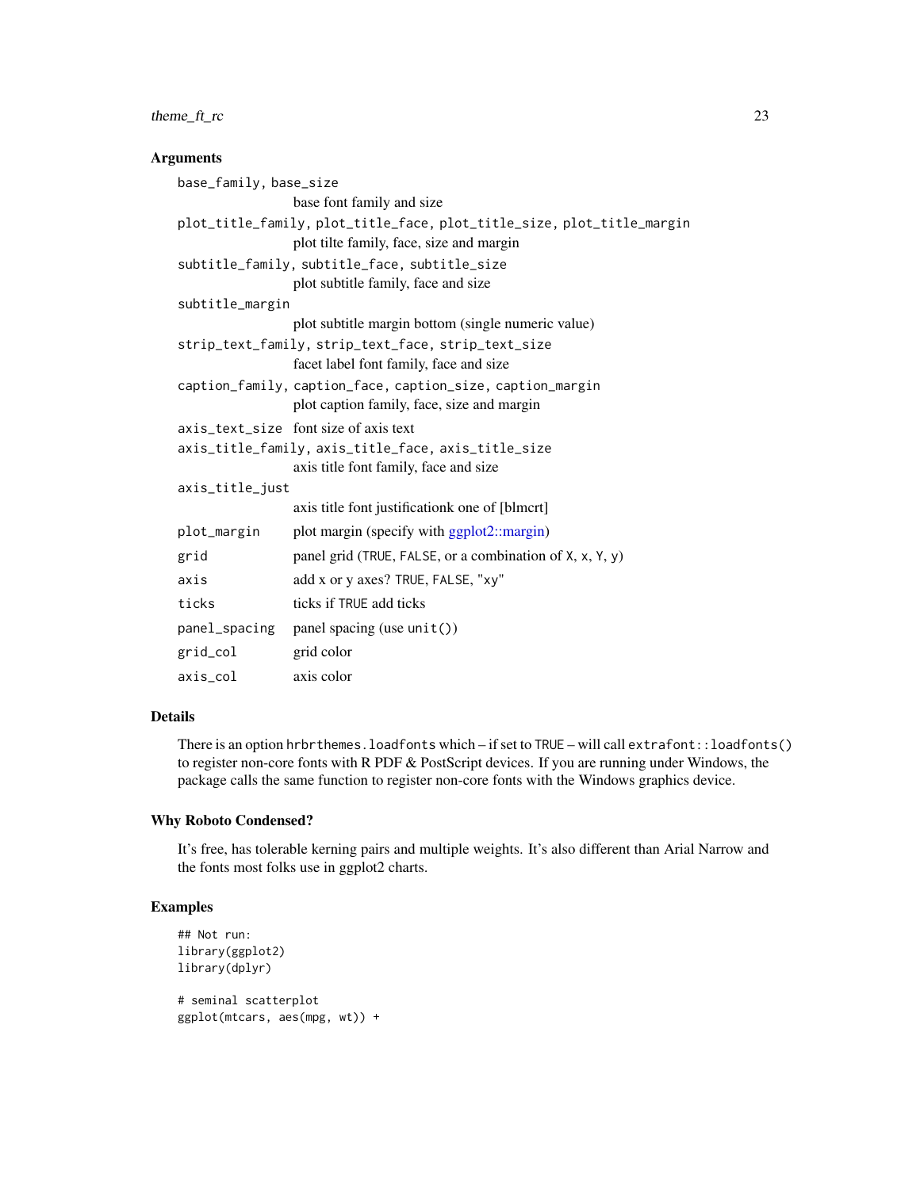## Arguments

`base_family`, `base_size`
: base font family and size

`plot_title_family`, `plot_title_face`, `plot_title_size`, `plot_title_margin`
: plot tilte family, face, size and margin

`subtitle_family`, `subtitle_face`, `subtitle_size`
: plot subtitle family, face and size

`subtitle_margin`
: plot subtitle margin bottom (single numeric value)

`strip_text_family`, `strip_text_face`, `strip_text_size`
: facet label font family, face and size

`caption_family`, `caption_face`, `caption_size`, `caption_margin`
: plot caption family, face, size and margin

`axis_text_size`
: font size of axis text

`axis_title_family`, `axis_title_face`, `axis_title_size`
: axis title font family, face and size

`axis_title_just`
: axis title font justificationk one of [blmcrt]

`plot_margin`
: plot margin (specify with ggplot2::margin)

`grid`
: panel grid (`TRUE`, `FALSE`, or a combination of `X`, `x`, `Y`, `y`)

`axis`
: add x or y axes? `TRUE`, `FALSE`, `"xy"`

`ticks`
: ticks if `TRUE` add ticks

`panel_spacing`
: panel spacing (use `unit()`)

`grid_col`
: grid color

`axis_col`
: axis color

## Details

There is an option `hrbrthemes.loadfonts` which – if set to `TRUE` – will call `extrafont::loadfonts()` to register non-core fonts with R PDF & PostScript devices. If you are running under Windows, the package calls the same function to register non-core fonts with the Windows graphics device.

## Why Roboto Condensed?

It's free, has tolerable kerning pairs and multiple weights. It's also different than Arial Narrow and the fonts most folks use in ggplot2 charts.

## Examples

```
## Not run:
library(ggplot2)
library(dplyr)

# seminal scatterplot
ggplot(mtcars, aes(mpg, wt)) +
```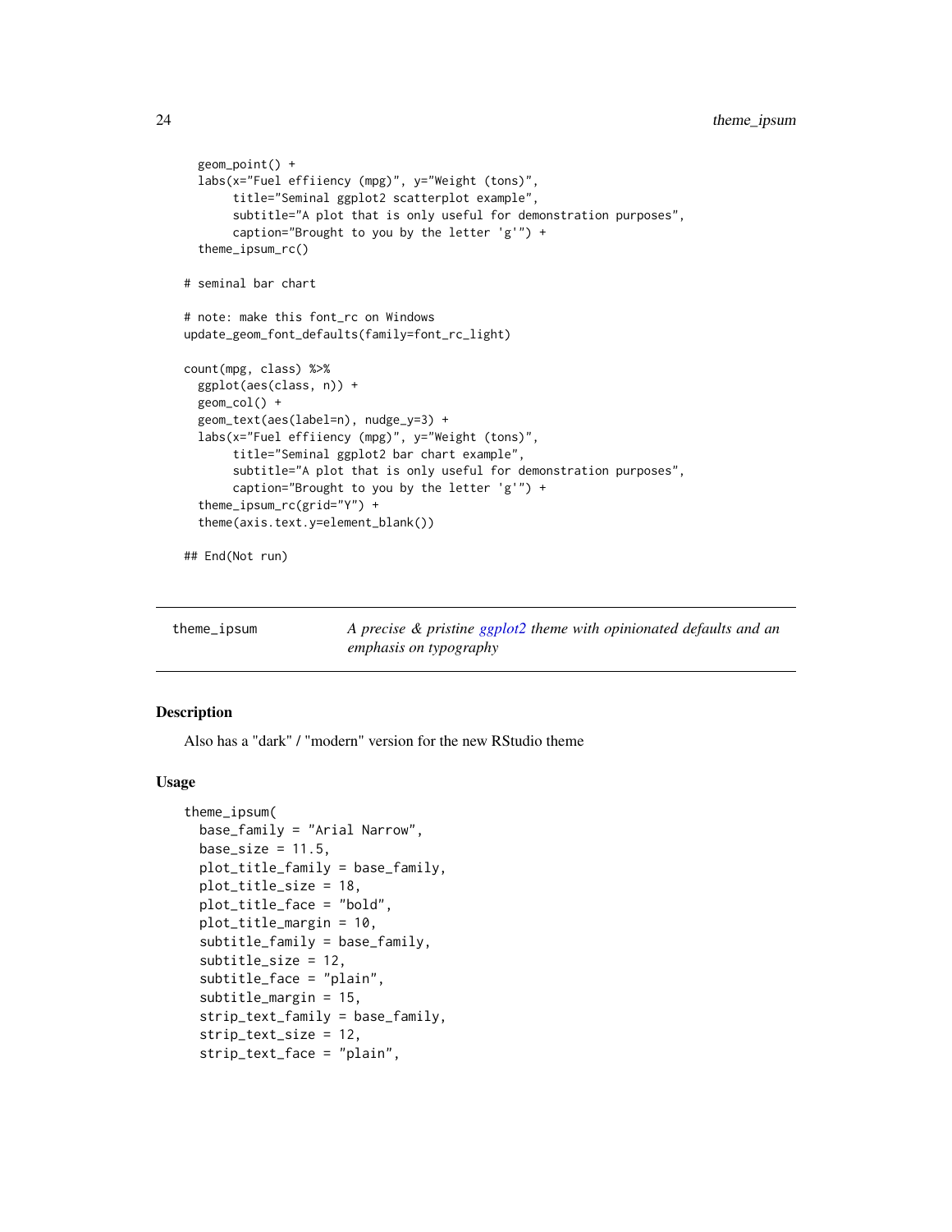```
  geom_point() +
  labs(x="Fuel effiiency (mpg)", y="Weight (tons)",
       title="Seminal ggplot2 scatterplot example",
       subtitle="A plot that is only useful for demonstration purposes",
       caption="Brought to you by the letter 'g'") +
  theme_ipsum_rc()

# seminal bar chart

# note: make this font_rc on Windows
update_geom_font_defaults(family=font_rc_light)

count(mpg, class) %>%
  ggplot(aes(class, n)) +
  geom_col() +
  geom_text(aes(label=n), nudge_y=3) +
  labs(x="Fuel effiiency (mpg)", y="Weight (tons)",
       title="Seminal ggplot2 bar chart example",
       subtitle="A plot that is only useful for demonstration purposes",
       caption="Brought to you by the letter 'g'") +
  theme_ipsum_rc(grid="Y") +
  theme(axis.text.y=element_blank())

## End(Not run)
```

---

## theme_ipsum — *A precise & pristine ggplot2 theme with opinionated defaults and an emphasis on typography*

---

### Description

Also has a "dark" / "modern" version for the new RStudio theme

### Usage

```
theme_ipsum(
  base_family = "Arial Narrow",
  base_size = 11.5,
  plot_title_family = base_family,
  plot_title_size = 18,
  plot_title_face = "bold",
  plot_title_margin = 10,
  subtitle_family = base_family,
  subtitle_size = 12,
  subtitle_face = "plain",
  subtitle_margin = 15,
  strip_text_family = base_family,
  strip_text_size = 12,
  strip_text_face = "plain",
```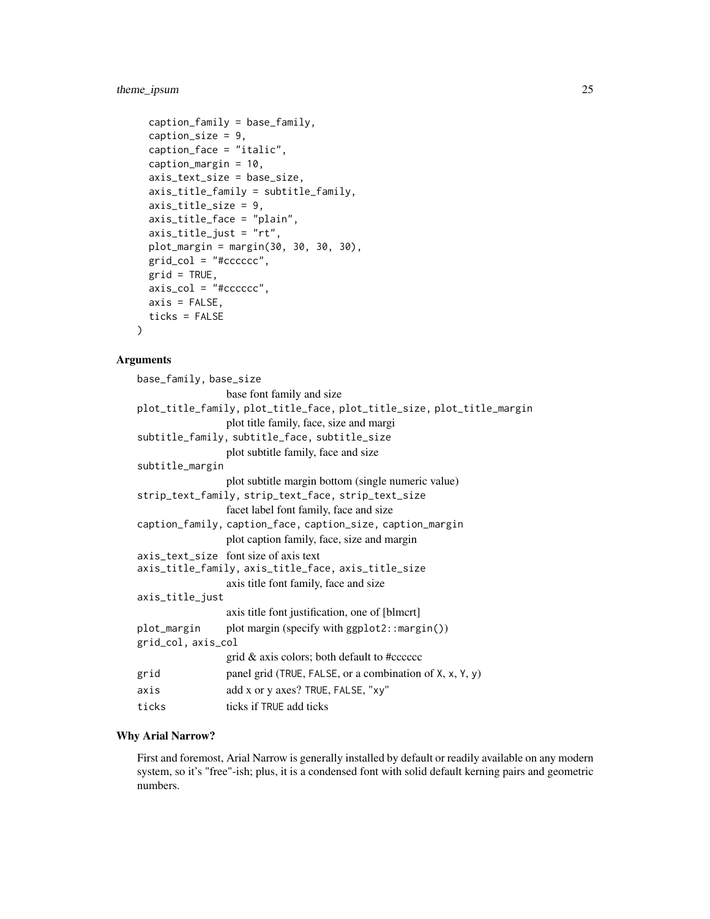```
  caption_family = base_family,
  caption_size = 9,
  caption_face = "italic",
  caption_margin = 10,
  axis_text_size = base_size,
  axis_title_family = subtitle_family,
  axis_title_size = 9,
  axis_title_face = "plain",
  axis_title_just = "rt",
  plot_margin = margin(30, 30, 30, 30),
  grid_col = "#cccccc",
  grid = TRUE,
  axis_col = "#cccccc",
  axis = FALSE,
  ticks = FALSE
)
```

### Arguments

`base_family, base_size`
: base font family and size

`plot_title_family, plot_title_face, plot_title_size, plot_title_margin`
: plot title family, face, size and margi

`subtitle_family, subtitle_face, subtitle_size`
: plot subtitle family, face and size

`subtitle_margin`
: plot subtitle margin bottom (single numeric value)

`strip_text_family, strip_text_face, strip_text_size`
: facet label font family, face and size

`caption_family, caption_face, caption_size, caption_margin`
: plot caption family, face, size and margin

`axis_text_size`
: font size of axis text

`axis_title_family, axis_title_face, axis_title_size`
: axis title font family, face and size

`axis_title_just`
: axis title font justification, one of [blmcrt]

`plot_margin`
: plot margin (specify with `ggplot2::margin()`)

`grid_col, axis_col`
: grid & axis colors; both default to #cccccc

`grid`
: panel grid (`TRUE`, `FALSE`, or a combination of `X`, `x`, `Y`, `y`)

`axis`
: add x or y axes? `TRUE`, `FALSE`, `"xy"`

`ticks`
: ticks if `TRUE` add ticks

### Why Arial Narrow?

First and foremost, Arial Narrow is generally installed by default or readily available on any modern system, so it's "free"-ish; plus, it is a condensed font with solid default kerning pairs and geometric numbers.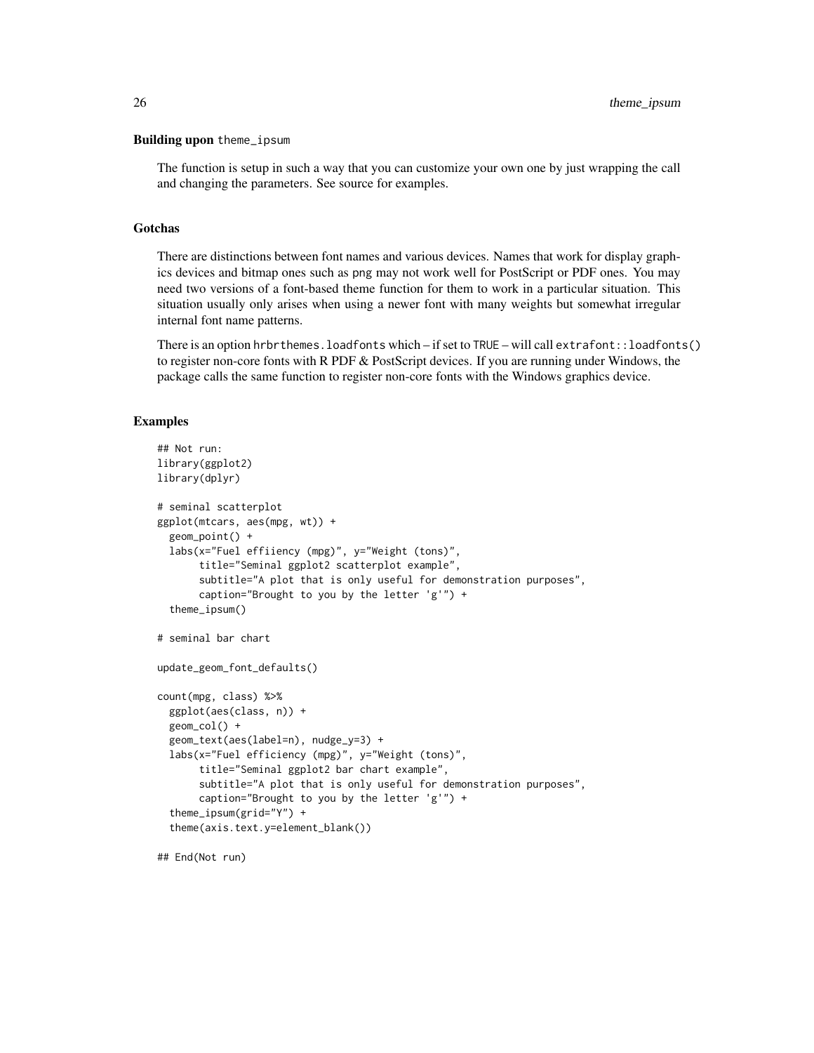### Building upon `theme_ipsum`

The function is setup in such a way that you can customize your own one by just wrapping the call and changing the parameters. See source for examples.

### Gotchas

There are distinctions between font names and various devices. Names that work for display graphics devices and bitmap ones such as png may not work well for PostScript or PDF ones. You may need two versions of a font-based theme function for them to work in a particular situation. This situation usually only arises when using a newer font with many weights but somewhat irregular internal font name patterns.

There is an option `hrbrthemes.loadfonts` which – if set to `TRUE` – will call `extrafont::loadfonts()` to register non-core fonts with R PDF & PostScript devices. If you are running under Windows, the package calls the same function to register non-core fonts with the Windows graphics device.

## Examples

```
## Not run:
library(ggplot2)
library(dplyr)

# seminal scatterplot
ggplot(mtcars, aes(mpg, wt)) +
  geom_point() +
  labs(x="Fuel effiiency (mpg)", y="Weight (tons)",
       title="Seminal ggplot2 scatterplot example",
       subtitle="A plot that is only useful for demonstration purposes",
       caption="Brought to you by the letter 'g'") +
  theme_ipsum()

# seminal bar chart

update_geom_font_defaults()

count(mpg, class) %>%
  ggplot(aes(class, n)) +
  geom_col() +
  geom_text(aes(label=n), nudge_y=3) +
  labs(x="Fuel efficiency (mpg)", y="Weight (tons)",
       title="Seminal ggplot2 bar chart example",
       subtitle="A plot that is only useful for demonstration purposes",
       caption="Brought to you by the letter 'g'") +
  theme_ipsum(grid="Y") +
  theme(axis.text.y=element_blank())

## End(Not run)
```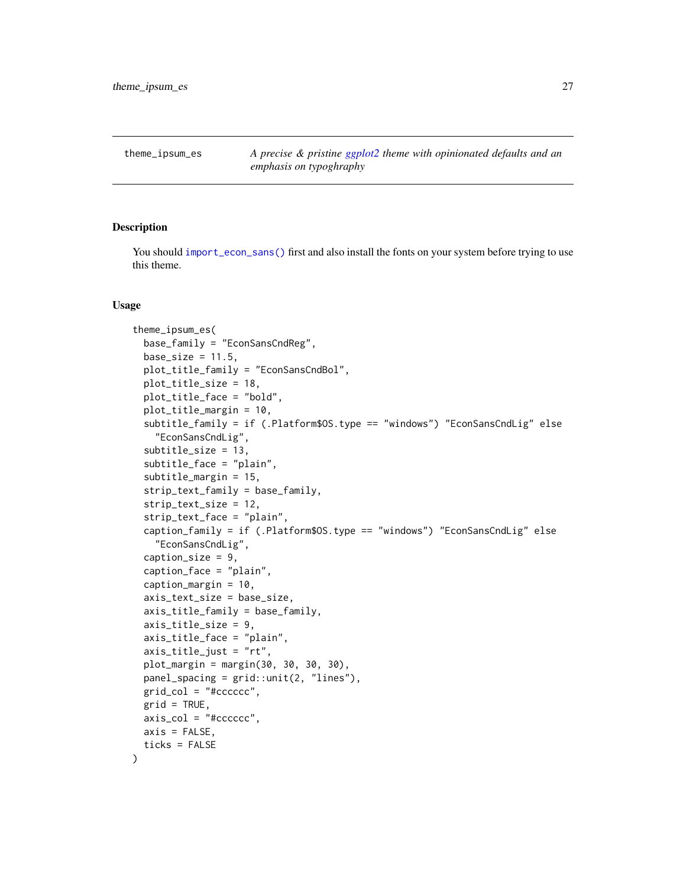theme_ipsum_es — *A precise & pristine ggplot2 theme with opinionated defaults and an emphasis on typoghraphy*

## Description

You should `import_econ_sans()` first and also install the fonts on your system before trying to use this theme.

## Usage

```
theme_ipsum_es(
  base_family = "EconSansCndReg",
  base_size = 11.5,
  plot_title_family = "EconSansCndBol",
  plot_title_size = 18,
  plot_title_face = "bold",
  plot_title_margin = 10,
  subtitle_family = if (.Platform$OS.type == "windows") "EconSansCndLig" else
    "EconSansCndLig",
  subtitle_size = 13,
  subtitle_face = "plain",
  subtitle_margin = 15,
  strip_text_family = base_family,
  strip_text_size = 12,
  strip_text_face = "plain",
  caption_family = if (.Platform$OS.type == "windows") "EconSansCndLig" else
    "EconSansCndLig",
  caption_size = 9,
  caption_face = "plain",
  caption_margin = 10,
  axis_text_size = base_size,
  axis_title_family = base_family,
  axis_title_size = 9,
  axis_title_face = "plain",
  axis_title_just = "rt",
  plot_margin = margin(30, 30, 30, 30),
  panel_spacing = grid::unit(2, "lines"),
  grid_col = "#cccccc",
  grid = TRUE,
  axis_col = "#cccccc",
  axis = FALSE,
  ticks = FALSE
)
```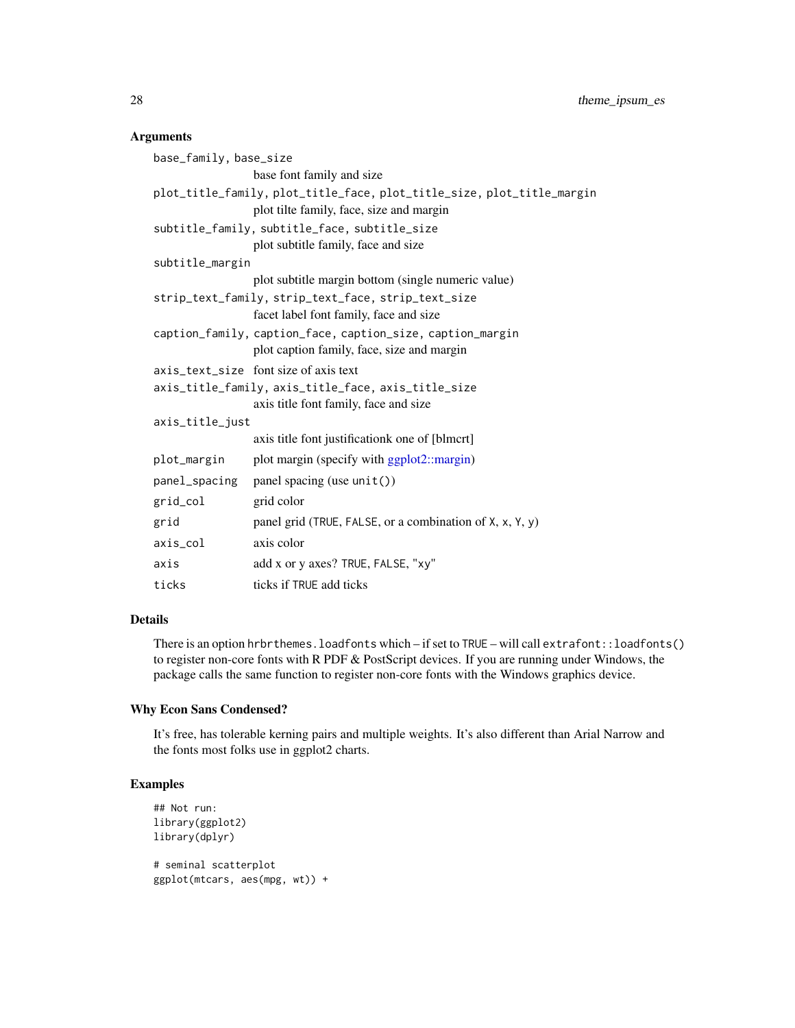### Arguments

`base_family, base_size`
: base font family and size

`plot_title_family, plot_title_face, plot_title_size, plot_title_margin`
: plot tilte family, face, size and margin

`subtitle_family, subtitle_face, subtitle_size`
: plot subtitle family, face and size

`subtitle_margin`
: plot subtitle margin bottom (single numeric value)

`strip_text_family, strip_text_face, strip_text_size`
: facet label font family, face and size

`caption_family, caption_face, caption_size, caption_margin`
: plot caption family, face, size and margin

`axis_text_size`
: font size of axis text

`axis_title_family, axis_title_face, axis_title_size`
: axis title font family, face and size

`axis_title_just`
: axis title font justificationk one of [blmcrt]

`plot_margin`
: plot margin (specify with ggplot2::margin)

`panel_spacing`
: panel spacing (use `unit()`)

`grid_col`
: grid color

`grid`
: panel grid (`TRUE`, `FALSE`, or a combination of `X`, `x`, `Y`, `y`)

`axis_col`
: axis color

`axis`
: add x or y axes? `TRUE`, `FALSE`, `"xy"`

`ticks`
: ticks if `TRUE` add ticks

### Details

There is an option `hrbrthemes.loadfonts` which – if set to `TRUE` – will call `extrafont::loadfonts()` to register non-core fonts with R PDF & PostScript devices. If you are running under Windows, the package calls the same function to register non-core fonts with the Windows graphics device.

### Why Econ Sans Condensed?

It's free, has tolerable kerning pairs and multiple weights. It's also different than Arial Narrow and the fonts most folks use in ggplot2 charts.

### Examples

```
## Not run:
library(ggplot2)
library(dplyr)

# seminal scatterplot
ggplot(mtcars, aes(mpg, wt)) +
```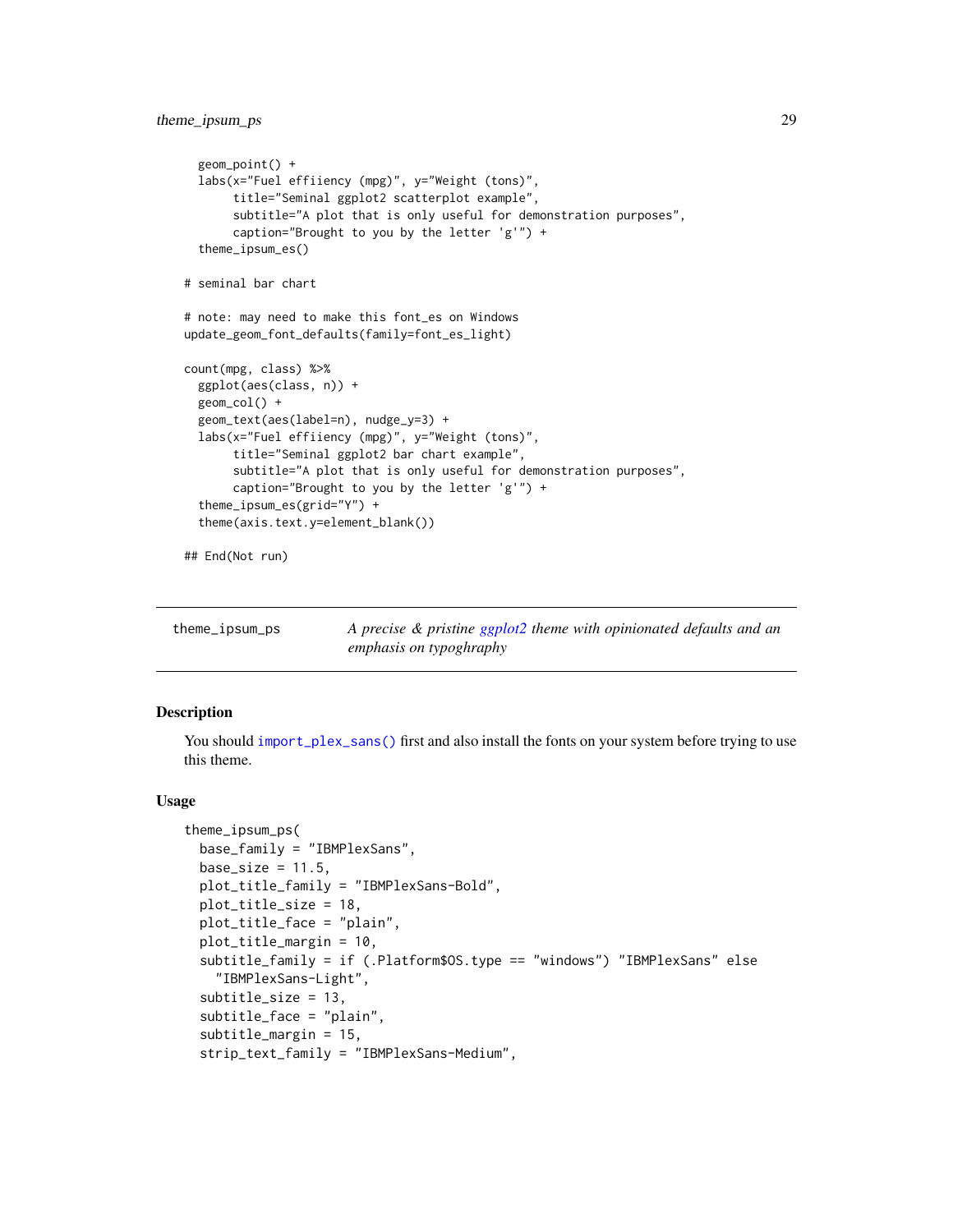```
  geom_point() +
  labs(x="Fuel effiiency (mpg)", y="Weight (tons)",
       title="Seminal ggplot2 scatterplot example",
       subtitle="A plot that is only useful for demonstration purposes",
       caption="Brought to you by the letter 'g'") +
  theme_ipsum_es()

# seminal bar chart

# note: may need to make this font_es on Windows
update_geom_font_defaults(family=font_es_light)

count(mpg, class) %>%
  ggplot(aes(class, n)) +
  geom_col() +
  geom_text(aes(label=n), nudge_y=3) +
  labs(x="Fuel effiiency (mpg)", y="Weight (tons)",
       title="Seminal ggplot2 bar chart example",
       subtitle="A plot that is only useful for demonstration purposes",
       caption="Brought to you by the letter 'g'") +
  theme_ipsum_es(grid="Y") +
  theme(axis.text.y=element_blank())

## End(Not run)
```

---

## theme_ipsum_ps — *A precise & pristine ggplot2 theme with opinionated defaults and an emphasis on typoghraphy*

### Description

You should `import_plex_sans()` first and also install the fonts on your system before trying to use this theme.

### Usage

```
theme_ipsum_ps(
  base_family = "IBMPlexSans",
  base_size = 11.5,
  plot_title_family = "IBMPlexSans-Bold",
  plot_title_size = 18,
  plot_title_face = "plain",
  plot_title_margin = 10,
  subtitle_family = if (.Platform$OS.type == "windows") "IBMPlexSans" else
    "IBMPlexSans-Light",
  subtitle_size = 13,
  subtitle_face = "plain",
  subtitle_margin = 15,
  strip_text_family = "IBMPlexSans-Medium",
```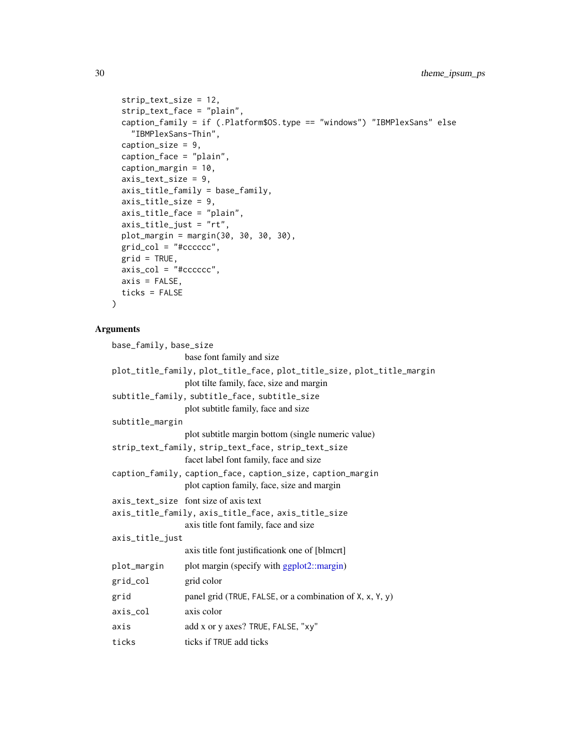```
  strip_text_size = 12,
  strip_text_face = "plain",
  caption_family = if (.Platform$OS.type == "windows") "IBMPlexSans" else
    "IBMPlexSans-Thin",
  caption_size = 9,
  caption_face = "plain",
  caption_margin = 10,
  axis_text_size = 9,
  axis_title_family = base_family,
  axis_title_size = 9,
  axis_title_face = "plain",
  axis_title_just = "rt",
  plot_margin = margin(30, 30, 30, 30),
  grid_col = "#cccccc",
  grid = TRUE,
  axis_col = "#cccccc",
  axis = FALSE,
  ticks = FALSE
)
```

## Arguments

`base_family, base_size`
: base font family and size

`plot_title_family, plot_title_face, plot_title_size, plot_title_margin`
: plot tilte family, face, size and margin

`subtitle_family, subtitle_face, subtitle_size`
: plot subtitle family, face and size

`subtitle_margin`
: plot subtitle margin bottom (single numeric value)

`strip_text_family, strip_text_face, strip_text_size`
: facet label font family, face and size

`caption_family, caption_face, caption_size, caption_margin`
: plot caption family, face, size and margin

`axis_text_size`
: font size of axis text

`axis_title_family, axis_title_face, axis_title_size`
: axis title font family, face and size

`axis_title_just`
: axis title font justificationk one of [blmcrt]

`plot_margin`
: plot margin (specify with ggplot2::margin)

`grid_col`
: grid color

`grid`
: panel grid (`TRUE`, `FALSE`, or a combination of `X`, `x`, `Y`, `y`)

`axis_col`
: axis color

`axis`
: add x or y axes? `TRUE`, `FALSE`, `"xy"`

`ticks`
: ticks if `TRUE` add ticks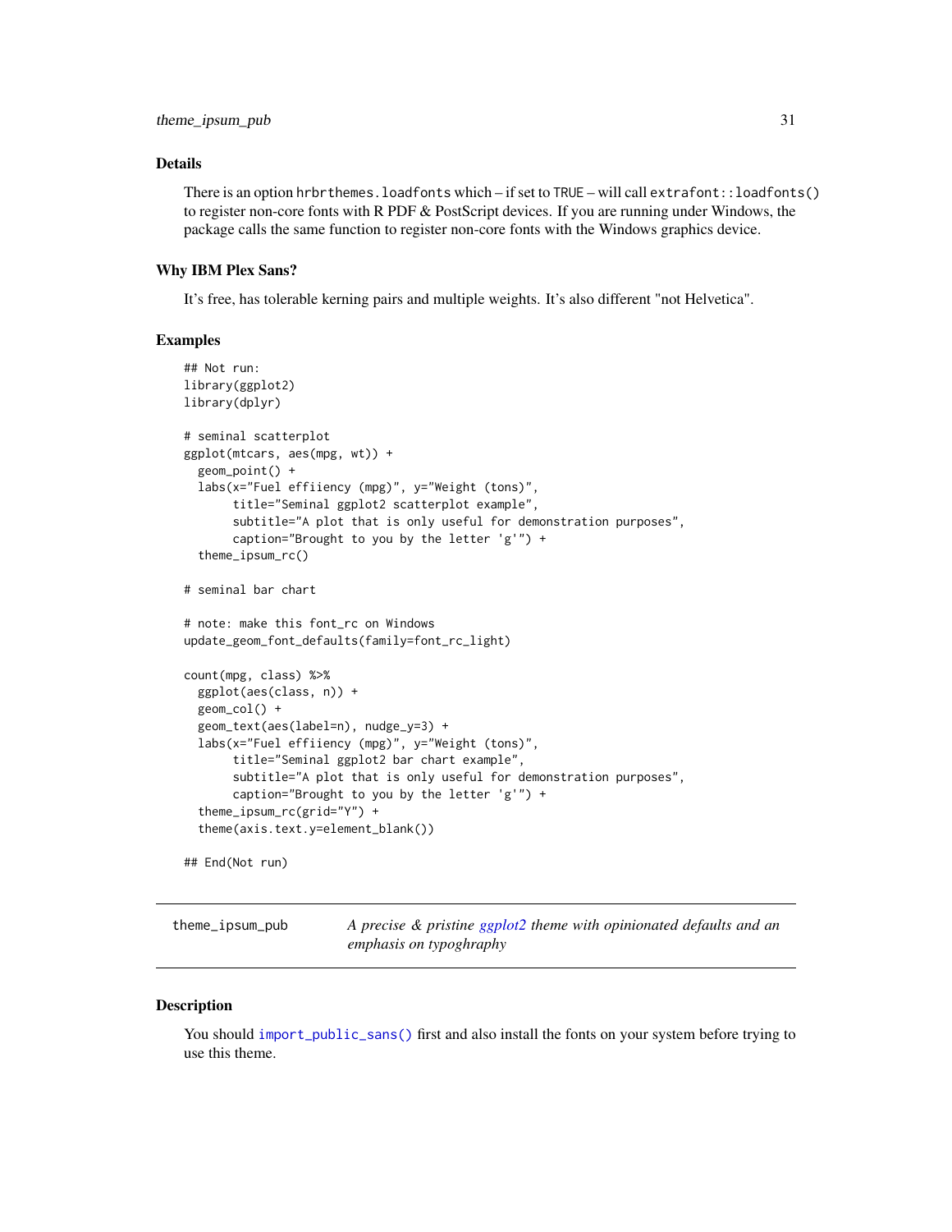## Details

There is an option `hrbrthemes.loadfonts` which – if set to `TRUE` – will call `extrafont::loadfonts()` to register non-core fonts with R PDF & PostScript devices. If you are running under Windows, the package calls the same function to register non-core fonts with the Windows graphics device.

## Why IBM Plex Sans?

It's free, has tolerable kerning pairs and multiple weights. It's also different "not Helvetica".

## Examples

```
## Not run:
library(ggplot2)
library(dplyr)

# seminal scatterplot
ggplot(mtcars, aes(mpg, wt)) +
  geom_point() +
  labs(x="Fuel effiiency (mpg)", y="Weight (tons)",
       title="Seminal ggplot2 scatterplot example",
       subtitle="A plot that is only useful for demonstration purposes",
       caption="Brought to you by the letter 'g'") +
  theme_ipsum_rc()

# seminal bar chart

# note: make this font_rc on Windows
update_geom_font_defaults(family=font_rc_light)

count(mpg, class) %>%
  ggplot(aes(class, n)) +
  geom_col() +
  geom_text(aes(label=n), nudge_y=3) +
  labs(x="Fuel effiiency (mpg)", y="Weight (tons)",
       title="Seminal ggplot2 bar chart example",
       subtitle="A plot that is only useful for demonstration purposes",
       caption="Brought to you by the letter 'g'") +
  theme_ipsum_rc(grid="Y") +
  theme(axis.text.y=element_blank())

## End(Not run)
```

---

# theme_ipsum_pub

*A precise & pristine ggplot2 theme with opinionated defaults and an emphasis on typoghraphy*

## Description

You should `import_public_sans()` first and also install the fonts on your system before trying to use this theme.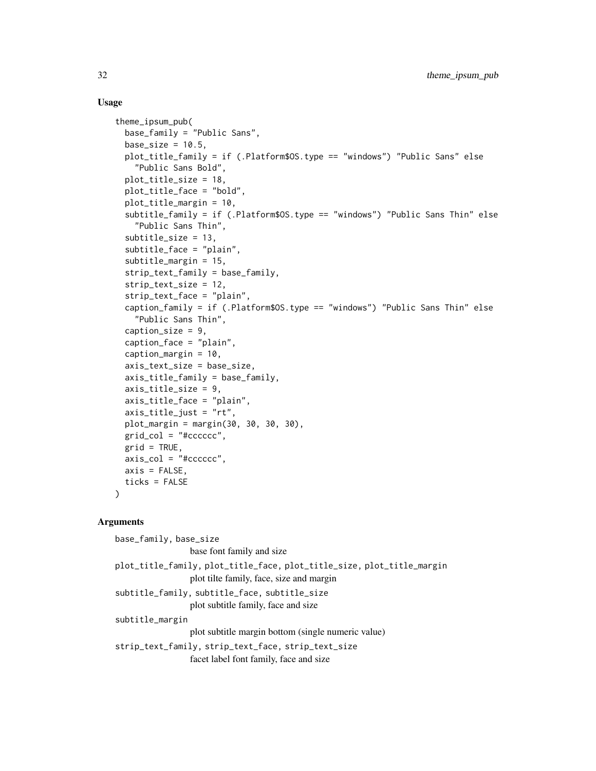## Usage

```
theme_ipsum_pub(
  base_family = "Public Sans",
  base_size = 10.5,
  plot_title_family = if (.Platform$OS.type == "windows") "Public Sans" else
    "Public Sans Bold",
  plot_title_size = 18,
  plot_title_face = "bold",
  plot_title_margin = 10,
  subtitle_family = if (.Platform$OS.type == "windows") "Public Sans Thin" else
    "Public Sans Thin",
  subtitle_size = 13,
  subtitle_face = "plain",
  subtitle_margin = 15,
  strip_text_family = base_family,
  strip_text_size = 12,
  strip_text_face = "plain",
  caption_family = if (.Platform$OS.type == "windows") "Public Sans Thin" else
    "Public Sans Thin",
  caption_size = 9,
  caption_face = "plain",
  caption_margin = 10,
  axis_text_size = base_size,
  axis_title_family = base_family,
  axis_title_size = 9,
  axis_title_face = "plain",
  axis_title_just = "rt",
  plot_margin = margin(30, 30, 30, 30),
  grid_col = "#cccccc",
  grid = TRUE,
  axis_col = "#cccccc",
  axis = FALSE,
  ticks = FALSE
)
```

## Arguments

`base_family, base_size`
: base font family and size

`plot_title_family, plot_title_face, plot_title_size, plot_title_margin`
: plot tilte family, face, size and margin

`subtitle_family, subtitle_face, subtitle_size`
: plot subtitle family, face and size

`subtitle_margin`
: plot subtitle margin bottom (single numeric value)

`strip_text_family, strip_text_face, strip_text_size`
: facet label font family, face and size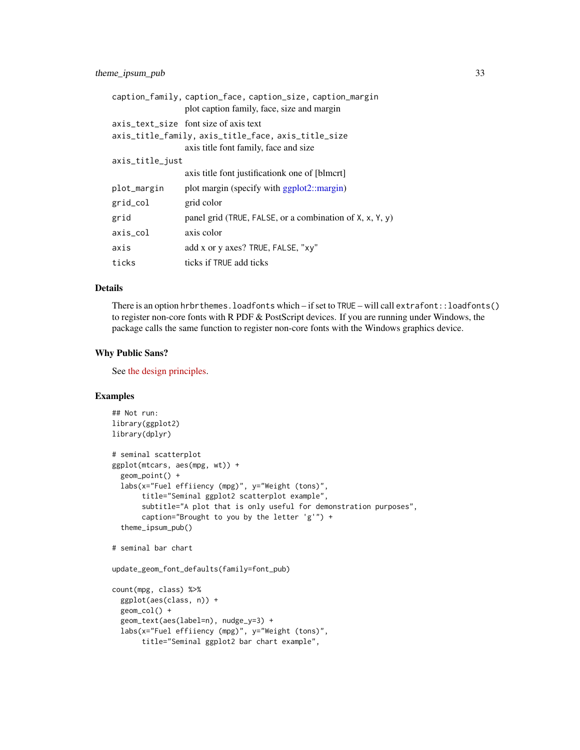| | |
|---|---|
| `caption_family, caption_face, caption_size, caption_margin` | plot caption family, face, size and margin |
| `axis_text_size` | font size of axis text |
| `axis_title_family, axis_title_face, axis_title_size` | axis title font family, face and size |
| `axis_title_just` | axis title font justificationk one of [blmcrt] |
| `plot_margin` | plot margin (specify with ggplot2::margin) |
| `grid_col` | grid color |
| `grid` | panel grid (`TRUE`, `FALSE`, or a combination of `X`, `x`, `Y`, `y`) |
| `axis_col` | axis color |
| `axis` | add x or y axes? `TRUE`, `FALSE`, `"xy"` |
| `ticks` | ticks if `TRUE` add ticks |

## Details

There is an option `hrbrthemes.loadfonts` which – if set to `TRUE` – will call `extrafont::loadfonts()` to register non-core fonts with R PDF & PostScript devices. If you are running under Windows, the package calls the same function to register non-core fonts with the Windows graphics device.

## Why Public Sans?

See the design principles.

## Examples

```
## Not run:
library(ggplot2)
library(dplyr)

# seminal scatterplot
ggplot(mtcars, aes(mpg, wt)) +
  geom_point() +
  labs(x="Fuel effiiency (mpg)", y="Weight (tons)",
       title="Seminal ggplot2 scatterplot example",
       subtitle="A plot that is only useful for demonstration purposes",
       caption="Brought to you by the letter 'g'") +
  theme_ipsum_pub()

# seminal bar chart

update_geom_font_defaults(family=font_pub)

count(mpg, class) %>%
  ggplot(aes(class, n)) +
  geom_col() +
  geom_text(aes(label=n), nudge_y=3) +
  labs(x="Fuel effiiency (mpg)", y="Weight (tons)",
       title="Seminal ggplot2 bar chart example",
```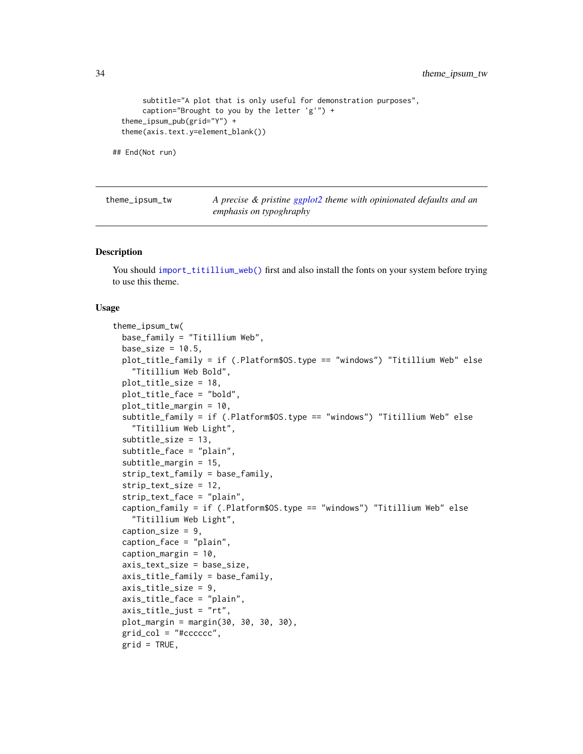```
      subtitle="A plot that is only useful for demonstration purposes",
      caption="Brought to you by the letter 'g'") +
  theme_ipsum_pub(grid="Y") +
  theme(axis.text.y=element_blank())

## End(Not run)
```

## theme_ipsum_tw

*A precise & pristine ggplot2 theme with opinionated defaults and an emphasis on typoghraphy*

### Description

You should import_titillium_web() first and also install the fonts on your system before trying to use this theme.

### Usage

```
theme_ipsum_tw(
  base_family = "Titillium Web",
  base_size = 10.5,
  plot_title_family = if (.Platform$OS.type == "windows") "Titillium Web" else
    "Titillium Web Bold",
  plot_title_size = 18,
  plot_title_face = "bold",
  plot_title_margin = 10,
  subtitle_family = if (.Platform$OS.type == "windows") "Titillium Web" else
    "Titillium Web Light",
  subtitle_size = 13,
  subtitle_face = "plain",
  subtitle_margin = 15,
  strip_text_family = base_family,
  strip_text_size = 12,
  strip_text_face = "plain",
  caption_family = if (.Platform$OS.type == "windows") "Titillium Web" else
    "Titillium Web Light",
  caption_size = 9,
  caption_face = "plain",
  caption_margin = 10,
  axis_text_size = base_size,
  axis_title_family = base_family,
  axis_title_size = 9,
  axis_title_face = "plain",
  axis_title_just = "rt",
  plot_margin = margin(30, 30, 30, 30),
  grid_col = "#cccccc",
  grid = TRUE,
```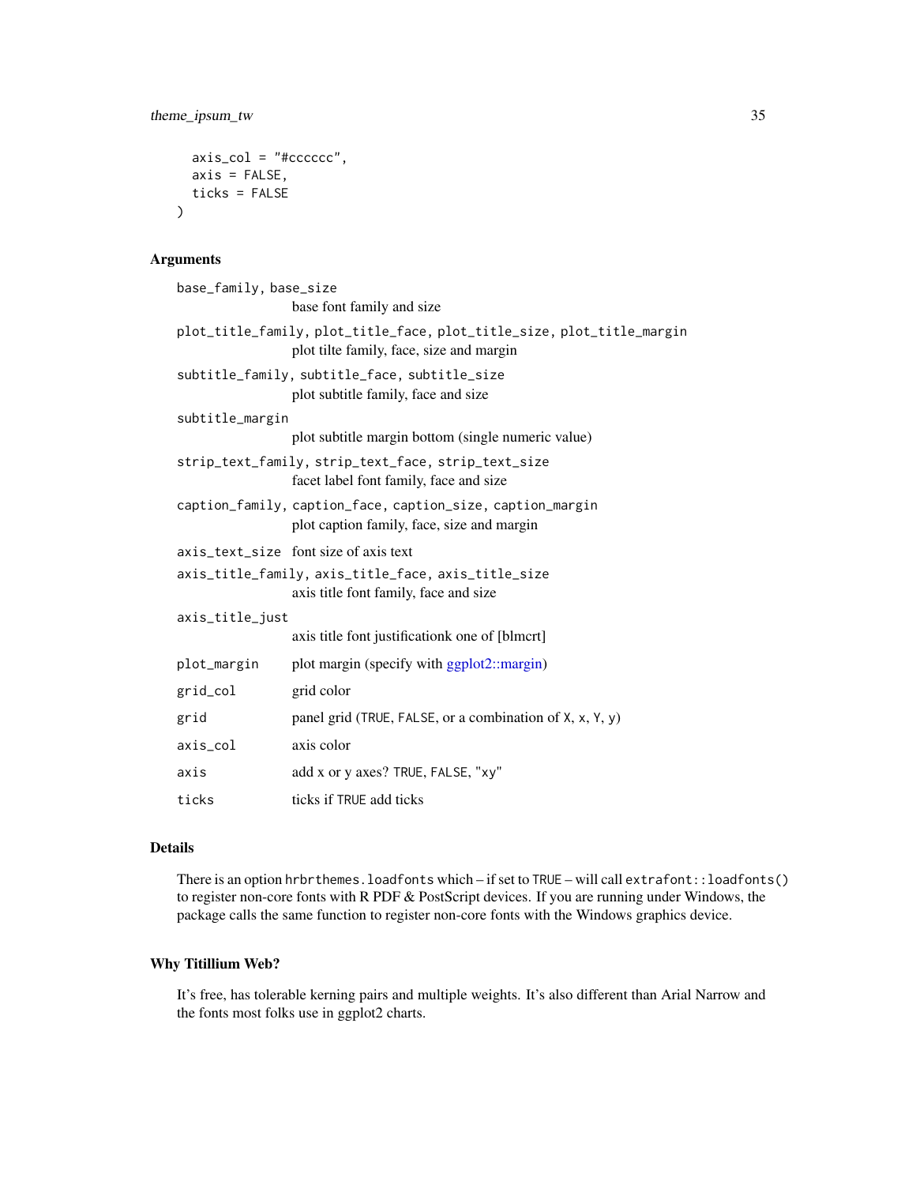```
  axis_col = "#cccccc",
  axis = FALSE,
  ticks = FALSE
)
```

### Arguments

| Argument | Description |
|---|---|
| `base_family, base_size` | base font family and size |
| `plot_title_family, plot_title_face, plot_title_size, plot_title_margin` | plot tilte family, face, size and margin |
| `subtitle_family, subtitle_face, subtitle_size` | plot subtitle family, face and size |
| `subtitle_margin` | plot subtitle margin bottom (single numeric value) |
| `strip_text_family, strip_text_face, strip_text_size` | facet label font family, face and size |
| `caption_family, caption_face, caption_size, caption_margin` | plot caption family, face, size and margin |
| `axis_text_size` | font size of axis text |
| `axis_title_family, axis_title_face, axis_title_size` | axis title font family, face and size |
| `axis_title_just` | axis title font justificationk one of [blmcrt] |
| `plot_margin` | plot margin (specify with ggplot2::margin) |
| `grid_col` | grid color |
| `grid` | panel grid (`TRUE`, `FALSE`, or a combination of `X`, `x`, `Y`, `y`) |
| `axis_col` | axis color |
| `axis` | add x or y axes? `TRUE`, `FALSE`, `"xy"` |
| `ticks` | ticks if `TRUE` add ticks |

### Details

There is an option `hrbrthemes.loadfonts` which – if set to `TRUE` – will call `extrafont::loadfonts()` to register non-core fonts with R PDF & PostScript devices. If you are running under Windows, the package calls the same function to register non-core fonts with the Windows graphics device.

### Why Titillium Web?

It's free, has tolerable kerning pairs and multiple weights. It's also different than Arial Narrow and the fonts most folks use in ggplot2 charts.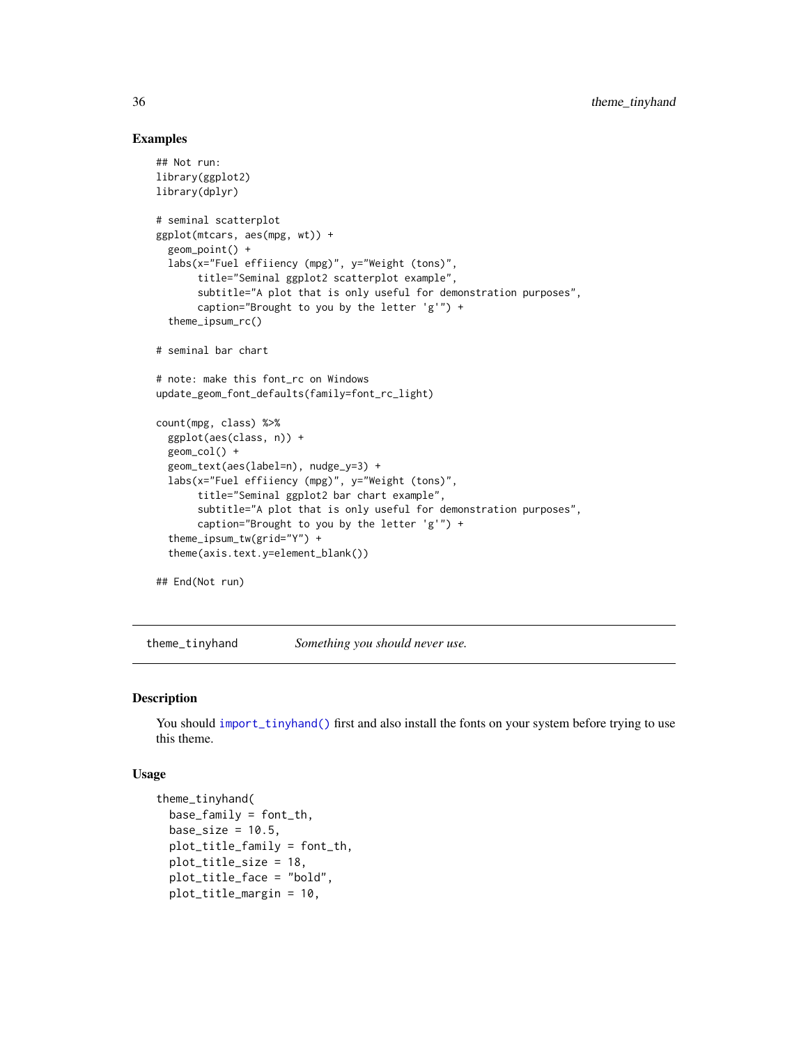### Examples

```
## Not run:
library(ggplot2)
library(dplyr)

# seminal scatterplot
ggplot(mtcars, aes(mpg, wt)) +
  geom_point() +
  labs(x="Fuel effiiency (mpg)", y="Weight (tons)",
       title="Seminal ggplot2 scatterplot example",
       subtitle="A plot that is only useful for demonstration purposes",
       caption="Brought to you by the letter 'g'") +
  theme_ipsum_rc()

# seminal bar chart

# note: make this font_rc on Windows
update_geom_font_defaults(family=font_rc_light)

count(mpg, class) %>%
  ggplot(aes(class, n)) +
  geom_col() +
  geom_text(aes(label=n), nudge_y=3) +
  labs(x="Fuel effiiency (mpg)", y="Weight (tons)",
       title="Seminal ggplot2 bar chart example",
       subtitle="A plot that is only useful for demonstration purposes",
       caption="Brought to you by the letter 'g'") +
  theme_ipsum_tw(grid="Y") +
  theme(axis.text.y=element_blank())

## End(Not run)
```

---

## theme_tinyhand *Something you should never use.*

### Description

You should import_tinyhand() first and also install the fonts on your system before trying to use this theme.

### Usage

```
theme_tinyhand(
  base_family = font_th,
  base_size = 10.5,
  plot_title_family = font_th,
  plot_title_size = 18,
  plot_title_face = "bold",
  plot_title_margin = 10,
```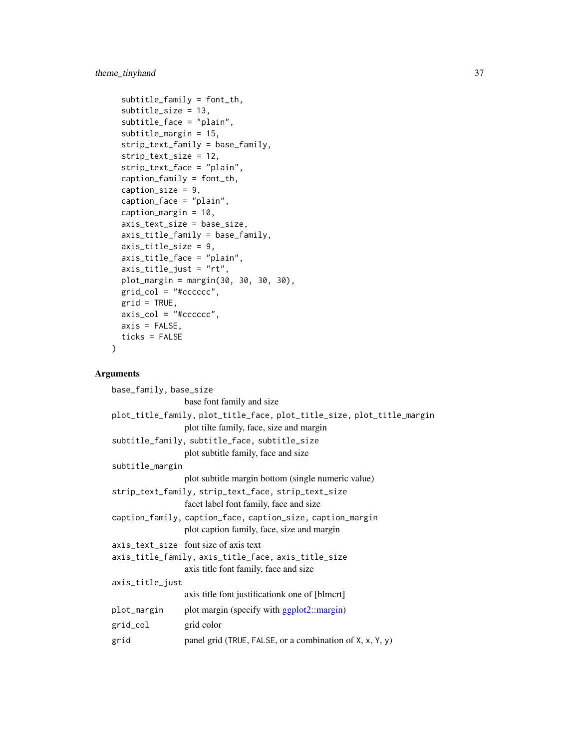```
  subtitle_family = font_th,
  subtitle_size = 13,
  subtitle_face = "plain",
  subtitle_margin = 15,
  strip_text_family = base_family,
  strip_text_size = 12,
  strip_text_face = "plain",
  caption_family = font_th,
  caption_size = 9,
  caption_face = "plain",
  caption_margin = 10,
  axis_text_size = base_size,
  axis_title_family = base_family,
  axis_title_size = 9,
  axis_title_face = "plain",
  axis_title_just = "rt",
  plot_margin = margin(30, 30, 30, 30),
  grid_col = "#cccccc",
  grid = TRUE,
  axis_col = "#cccccc",
  axis = FALSE,
  ticks = FALSE
)
```

## Arguments

`base_family, base_size`
: base font family and size

`plot_title_family, plot_title_face, plot_title_size, plot_title_margin`
: plot tilte family, face, size and margin

`subtitle_family, subtitle_face, subtitle_size`
: plot subtitle family, face and size

`subtitle_margin`
: plot subtitle margin bottom (single numeric value)

`strip_text_family, strip_text_face, strip_text_size`
: facet label font family, face and size

`caption_family, caption_face, caption_size, caption_margin`
: plot caption family, face, size and margin

`axis_text_size`
: font size of axis text

`axis_title_family, axis_title_face, axis_title_size`
: axis title font family, face and size

`axis_title_just`
: axis title font justificationk one of [blmcrt]

`plot_margin`
: plot margin (specify with ggplot2::margin)

`grid_col`
: grid color

`grid`
: panel grid (`TRUE`, `FALSE`, or a combination of `X`, `x`, `Y`, `y`)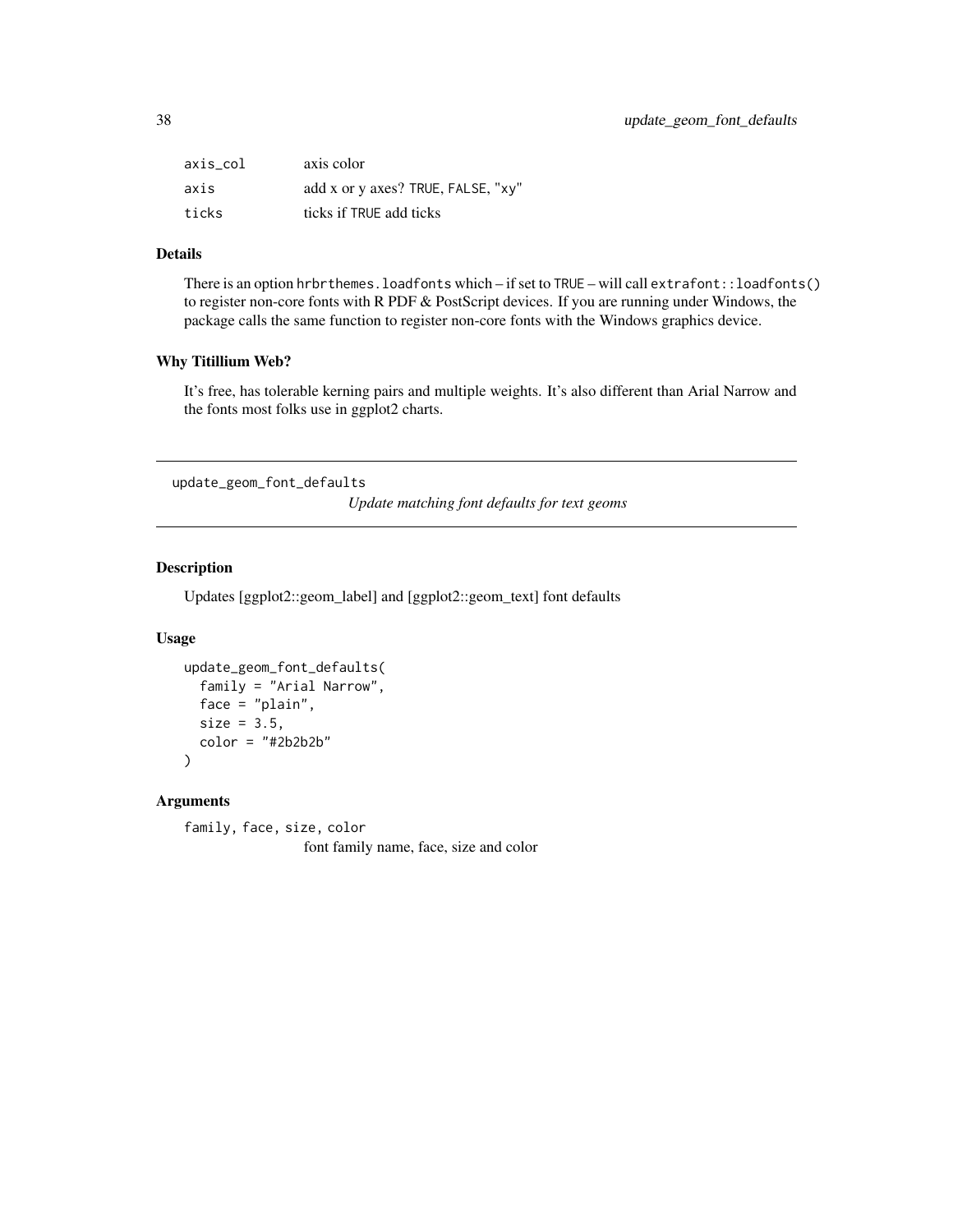| | |
|---|---|
| `axis_col` | axis color |
| `axis` | add x or y axes? `TRUE`, `FALSE`, `"xy"` |
| `ticks` | ticks if `TRUE` add ticks |

### Details

There is an option `hrbrthemes.loadfonts` which – if set to `TRUE` – will call `extrafont::loadfonts()` to register non-core fonts with R PDF & PostScript devices. If you are running under Windows, the package calls the same function to register non-core fonts with the Windows graphics device.

### Why Titillium Web?

It's free, has tolerable kerning pairs and multiple weights. It's also different than Arial Narrow and the fonts most folks use in ggplot2 charts.

---

## `update_geom_font_defaults` — *Update matching font defaults for text geoms*

---

### Description

Updates [ggplot2::geom_label] and [ggplot2::geom_text] font defaults

### Usage

```
update_geom_font_defaults(
  family = "Arial Narrow",
  face = "plain",
  size = 3.5,
  color = "#2b2b2b"
)
```

### Arguments

`family, face, size, color`
: font family name, face, size and color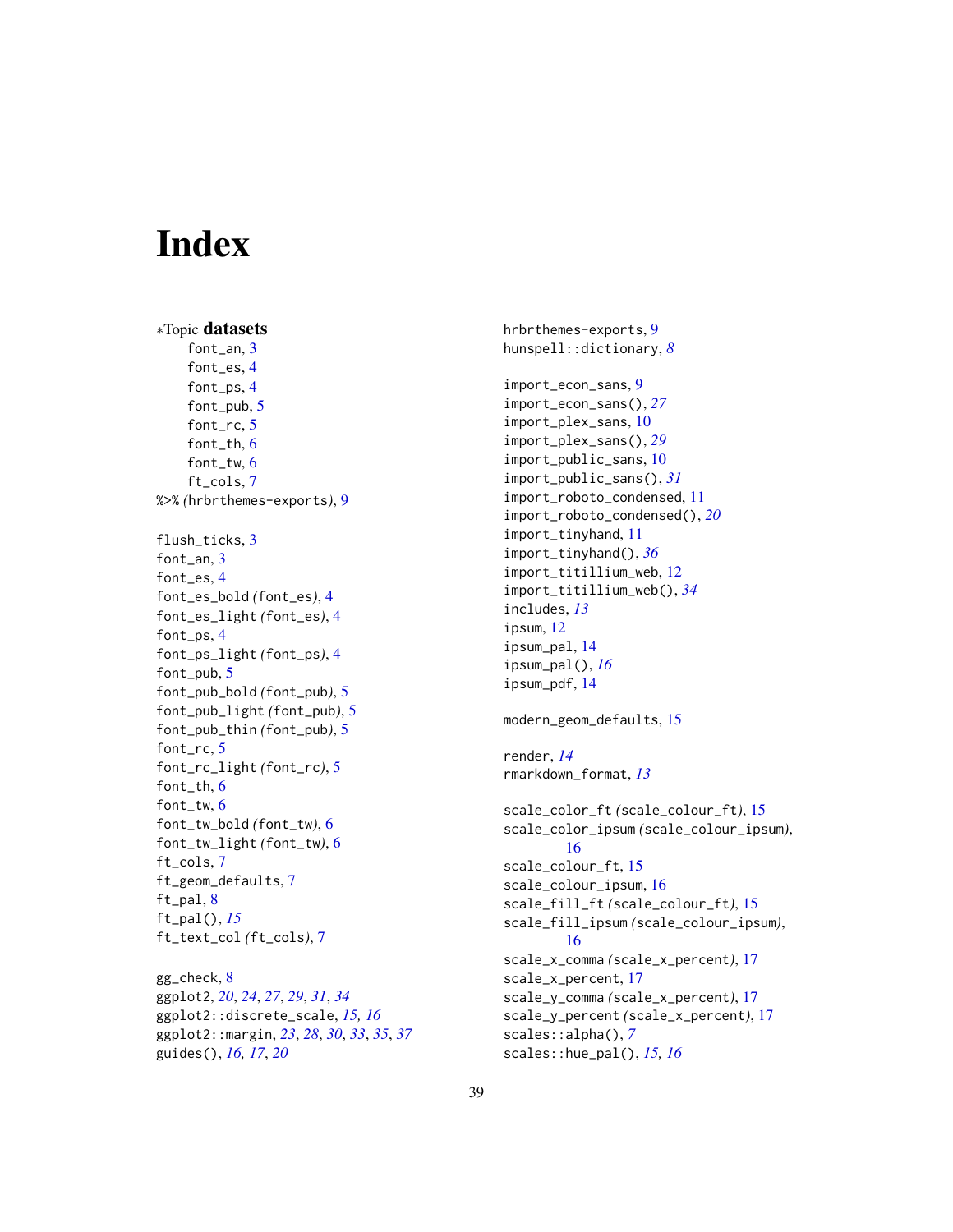# Index

∗Topic **datasets**
- font_an, 3
- font_es, 4
- font_ps, 4
- font_pub, 5
- font_rc, 5
- font_th, 6
- font_tw, 6
- ft_cols, 7

%>% *(*hrbrthemes-exports*)*, 9

flush_ticks, 3
font_an, 3
font_es, 4
font_es_bold *(*font_es*)*, 4
font_es_light *(*font_es*)*, 4
font_ps, 4
font_ps_light *(*font_ps*)*, 4
font_pub, 5
font_pub_bold *(*font_pub*)*, 5
font_pub_light *(*font_pub*)*, 5
font_pub_thin *(*font_pub*)*, 5
font_rc, 5
font_rc_light *(*font_rc*)*, 5
font_th, 6
font_tw, 6
font_tw_bold *(*font_tw*)*, 6
font_tw_light *(*font_tw*)*, 6
ft_cols, 7
ft_geom_defaults, 7
ft_pal, 8
ft_pal(), *15*
ft_text_col *(*ft_cols*)*, 7

gg_check, 8
ggplot2, *20*, *24*, *27*, *29*, *31*, *34*
ggplot2::discrete_scale, *15, 16*
ggplot2::margin, *23*, *28*, *30*, *33*, *35*, *37*
guides(), *16, 17*, *20*

hrbrthemes-exports, 9
hunspell::dictionary, *8*

import_econ_sans, 9
import_econ_sans(), *27*
import_plex_sans, 10
import_plex_sans(), *29*
import_public_sans, 10
import_public_sans(), *31*
import_roboto_condensed, 11
import_roboto_condensed(), *20*
import_tinyhand, 11
import_tinyhand(), *36*
import_titillium_web, 12
import_titillium_web(), *34*
includes, *13*
ipsum, 12
ipsum_pal, 14
ipsum_pal(), *16*
ipsum_pdf, 14

modern_geom_defaults, 15

render, *14*
rmarkdown_format, *13*

scale_color_ft *(*scale_colour_ft*)*, 15
scale_color_ipsum *(*scale_colour_ipsum*)*, 16
scale_colour_ft, 15
scale_colour_ipsum, 16
scale_fill_ft *(*scale_colour_ft*)*, 15
scale_fill_ipsum *(*scale_colour_ipsum*)*, 16
scale_x_comma *(*scale_x_percent*)*, 17
scale_x_percent, 17
scale_y_comma *(*scale_x_percent*)*, 17
scale_y_percent *(*scale_x_percent*)*, 17
scales::alpha(), *7*
scales::hue_pal(), *15, 16*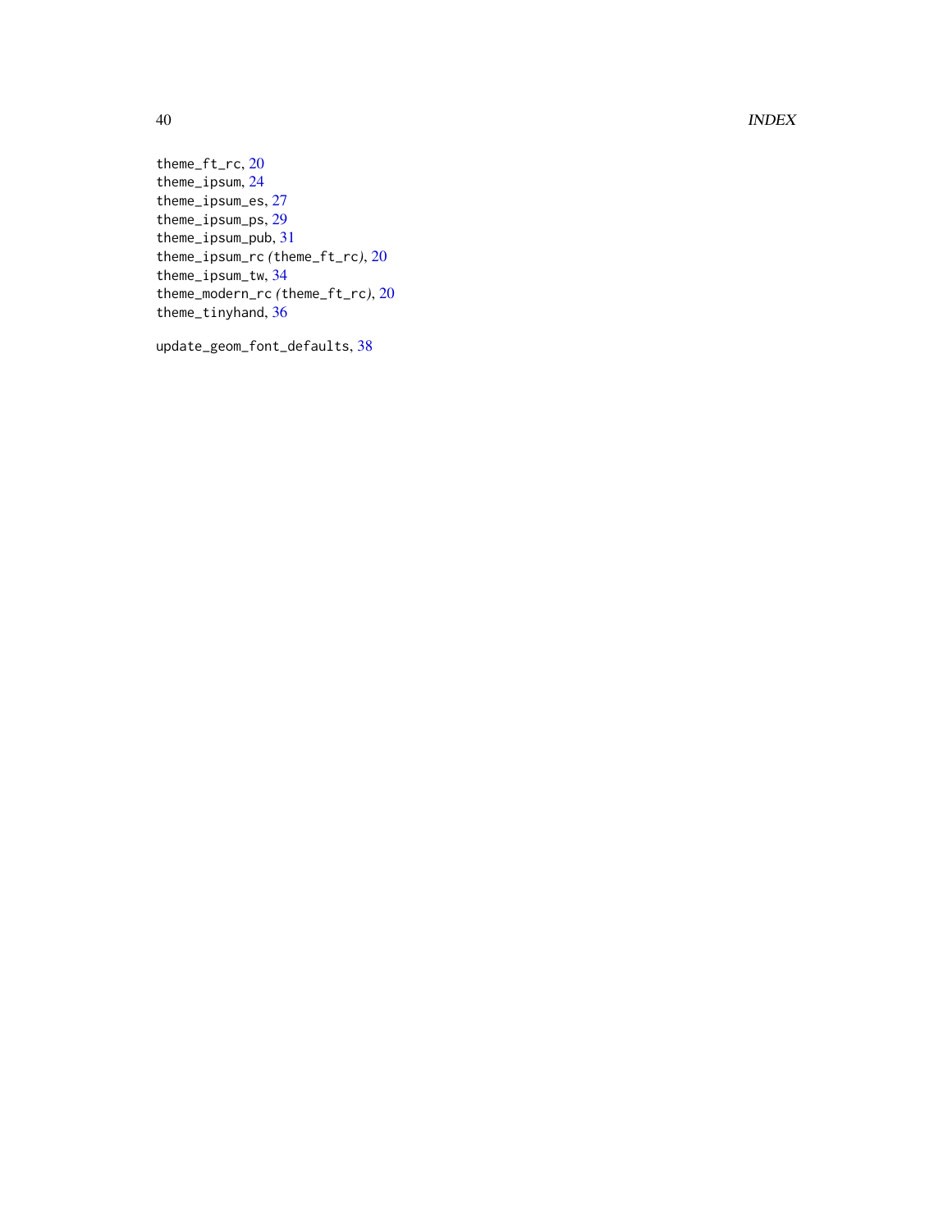theme_ft_rc, 20
theme_ipsum, 24
theme_ipsum_es, 27
theme_ipsum_ps, 29
theme_ipsum_pub, 31
theme_ipsum_rc *(*theme_ft_rc*)*, 20
theme_ipsum_tw, 34
theme_modern_rc *(*theme_ft_rc*)*, 20
theme_tinyhand, 36

update_geom_font_defaults, 38